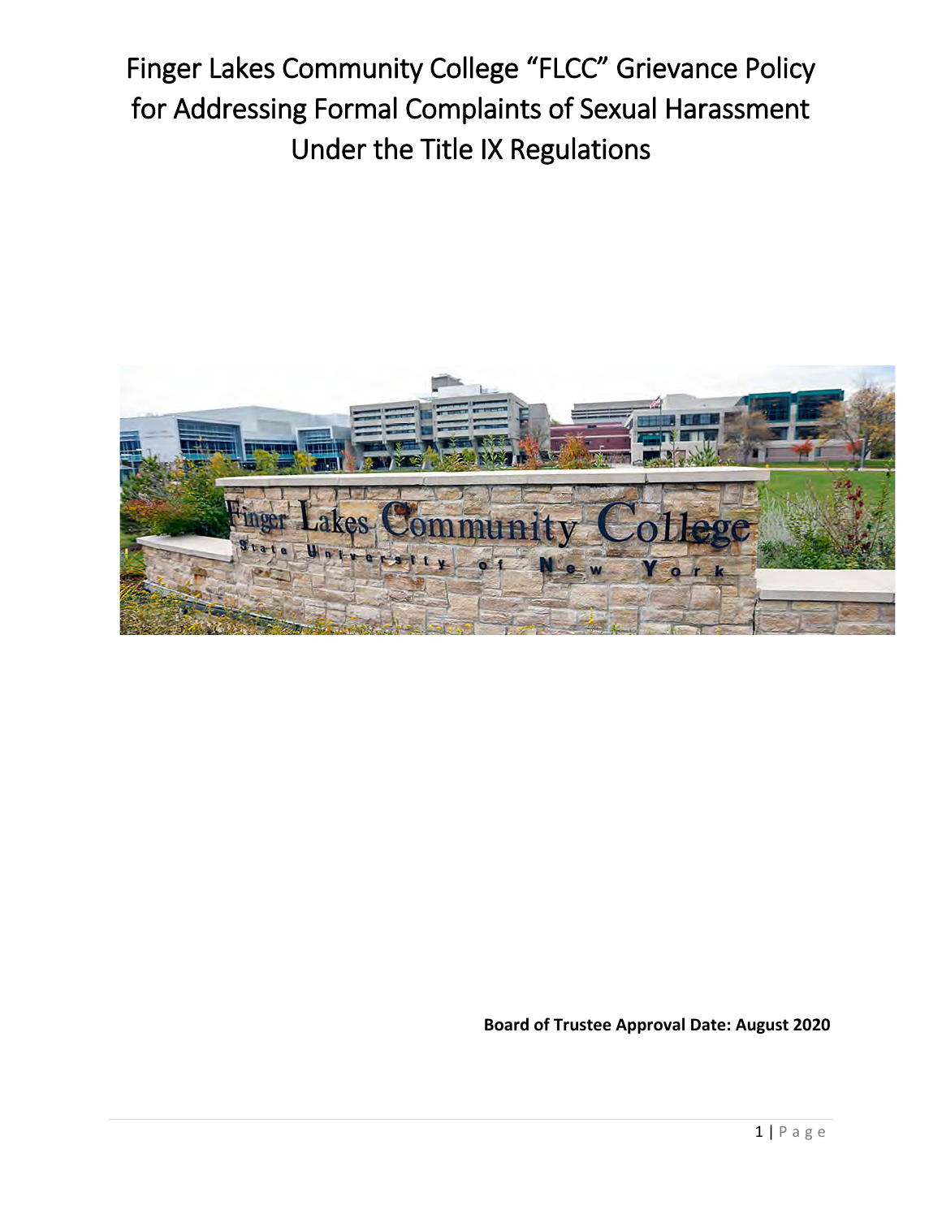# Finger Lakes Community College "FLCC" Grievance Policy for Addressing Formal Complaints of Sexual Harassment Under the Title IX Regulations

**Board of Trustee Approval Date: August 2020**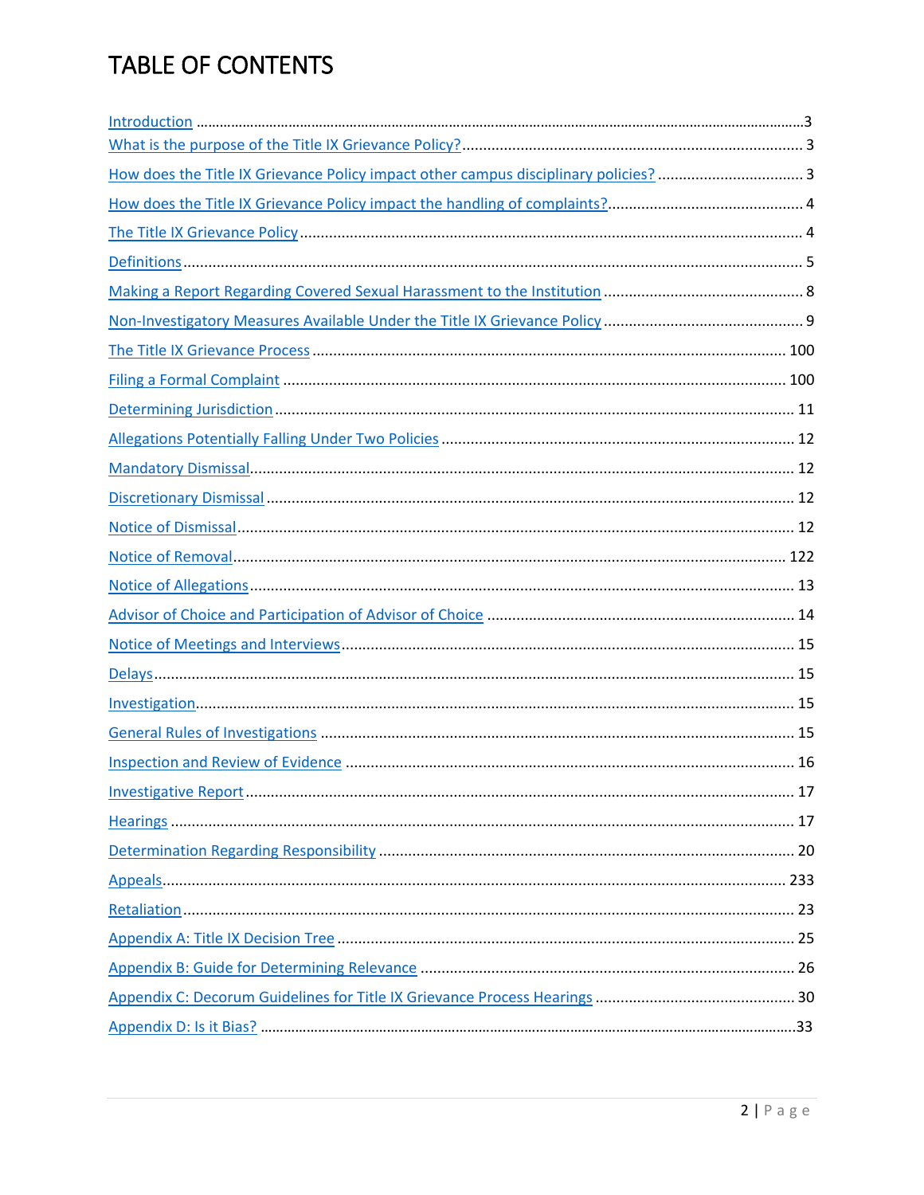# TABLE OF CONTENTS

Introduction ....3

What is the purpose of the Title IX Grievance Policy? .... 3

How does the Title IX Grievance Policy impact other campus disciplinary policies? .... 3

How does the Title IX Grievance Policy impact the handling of complaints? .... 4

The Title IX Grievance Policy .... 4

Definitions .... 5

Making a Report Regarding Covered Sexual Harassment to the Institution .... 8

Non-Investigatory Measures Available Under the Title IX Grievance Policy .... 9

The Title IX Grievance Process .... 100

Filing a Formal Complaint .... 100

Determining Jurisdiction .... 11

Allegations Potentially Falling Under Two Policies .... 12

Mandatory Dismissal .... 12

Discretionary Dismissal .... 12

Notice of Dismissal .... 12

Notice of Removal .... 122

Notice of Allegations .... 13

Advisor of Choice and Participation of Advisor of Choice .... 14

Notice of Meetings and Interviews .... 15

Delays .... 15

Investigation .... 15

General Rules of Investigations .... 15

Inspection and Review of Evidence .... 16

Investigative Report .... 17

Hearings .... 17

Determination Regarding Responsibility .... 20

Appeals .... 233

Retaliation .... 23

Appendix A: Title IX Decision Tree .... 25

Appendix B: Guide for Determining Relevance .... 26

Appendix C: Decorum Guidelines for Title IX Grievance Process Hearings .... 30

Appendix D: Is it Bias? ....33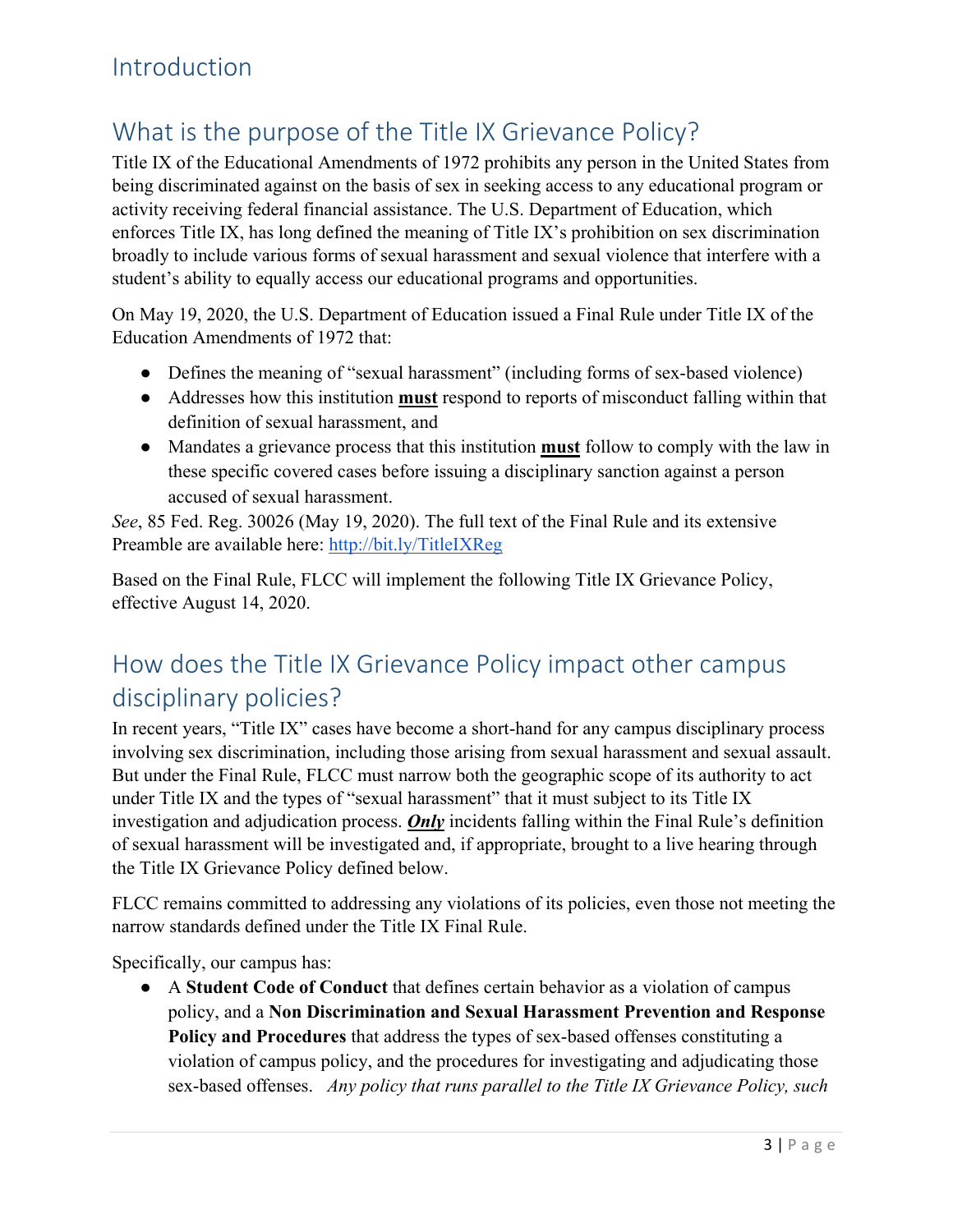# Introduction

## What is the purpose of the Title IX Grievance Policy?

Title IX of the Educational Amendments of 1972 prohibits any person in the United States from being discriminated against on the basis of sex in seeking access to any educational program or activity receiving federal financial assistance. The U.S. Department of Education, which enforces Title IX, has long defined the meaning of Title IX's prohibition on sex discrimination broadly to include various forms of sexual harassment and sexual violence that interfere with a student's ability to equally access our educational programs and opportunities.

On May 19, 2020, the U.S. Department of Education issued a Final Rule under Title IX of the Education Amendments of 1972 that:

- Defines the meaning of "sexual harassment" (including forms of sex-based violence)
- Addresses how this institution **must** respond to reports of misconduct falling within that definition of sexual harassment, and
- Mandates a grievance process that this institution **must** follow to comply with the law in these specific covered cases before issuing a disciplinary sanction against a person accused of sexual harassment.

*See*, 85 Fed. Reg. 30026 (May 19, 2020). The full text of the Final Rule and its extensive Preamble are available here: http://bit.ly/TitleIXReg

Based on the Final Rule, FLCC will implement the following Title IX Grievance Policy, effective August 14, 2020.

## How does the Title IX Grievance Policy impact other campus disciplinary policies?

In recent years, "Title IX" cases have become a short-hand for any campus disciplinary process involving sex discrimination, including those arising from sexual harassment and sexual assault. But under the Final Rule, FLCC must narrow both the geographic scope of its authority to act under Title IX and the types of "sexual harassment" that it must subject to its Title IX investigation and adjudication process. ***Only*** incidents falling within the Final Rule's definition of sexual harassment will be investigated and, if appropriate, brought to a live hearing through the Title IX Grievance Policy defined below.

FLCC remains committed to addressing any violations of its policies, even those not meeting the narrow standards defined under the Title IX Final Rule.

Specifically, our campus has:

- A **Student Code of Conduct** that defines certain behavior as a violation of campus policy, and a **Non Discrimination and Sexual Harassment Prevention and Response Policy and Procedures** that address the types of sex-based offenses constituting a violation of campus policy, and the procedures for investigating and adjudicating those sex-based offenses. *Any policy that runs parallel to the Title IX Grievance Policy, such*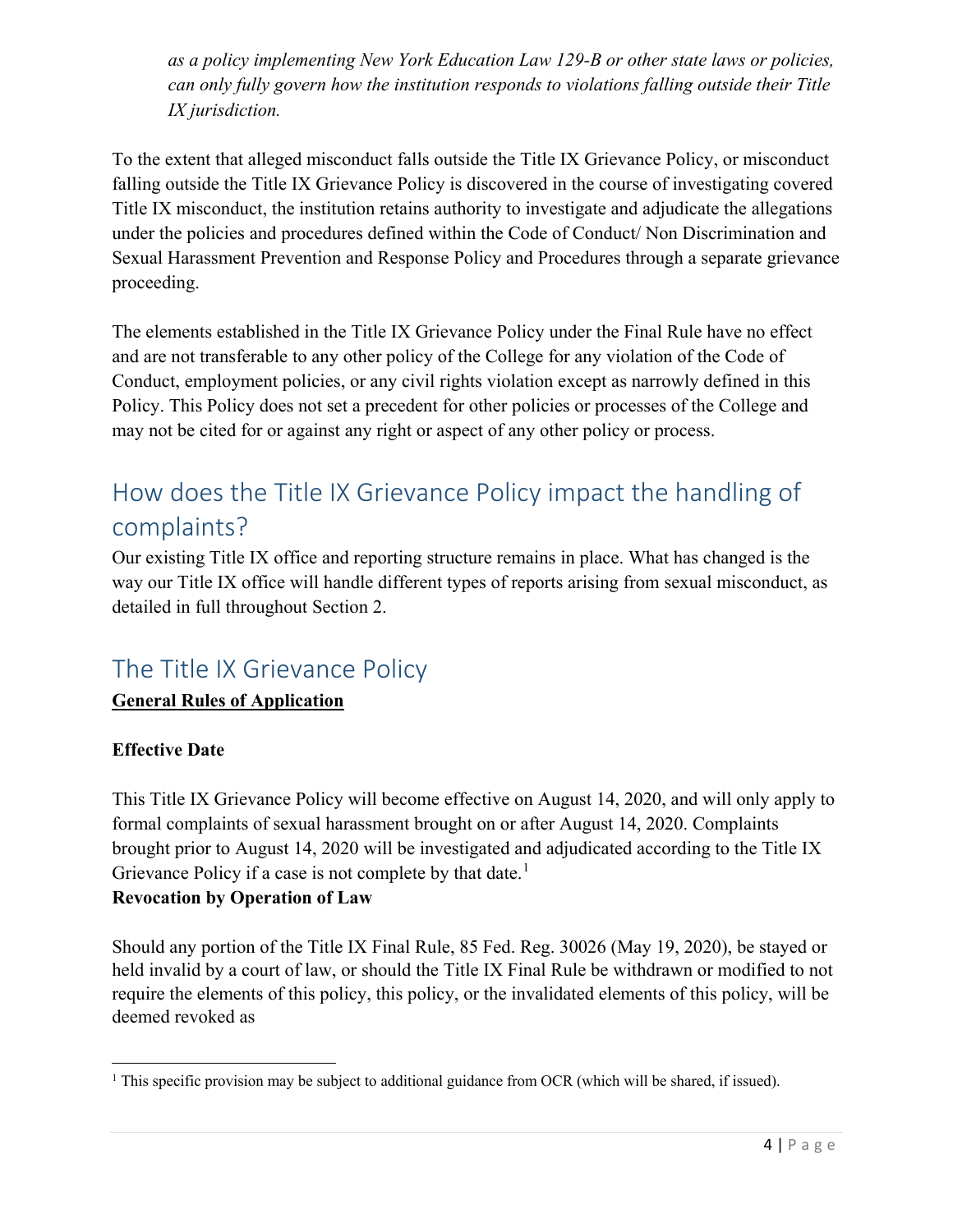*as a policy implementing New York Education Law 129-B or other state laws or policies, can only fully govern how the institution responds to violations falling outside their Title IX jurisdiction.*

To the extent that alleged misconduct falls outside the Title IX Grievance Policy, or misconduct falling outside the Title IX Grievance Policy is discovered in the course of investigating covered Title IX misconduct, the institution retains authority to investigate and adjudicate the allegations under the policies and procedures defined within the Code of Conduct/ Non Discrimination and Sexual Harassment Prevention and Response Policy and Procedures through a separate grievance proceeding.

The elements established in the Title IX Grievance Policy under the Final Rule have no effect and are not transferable to any other policy of the College for any violation of the Code of Conduct, employment policies, or any civil rights violation except as narrowly defined in this Policy. This Policy does not set a precedent for other policies or processes of the College and may not be cited for or against any right or aspect of any other policy or process.

## How does the Title IX Grievance Policy impact the handling of complaints?

Our existing Title IX office and reporting structure remains in place. What has changed is the way our Title IX office will handle different types of reports arising from sexual misconduct, as detailed in full throughout Section 2.

## The Title IX Grievance Policy

**General Rules of Application**

**Effective Date**

This Title IX Grievance Policy will become effective on August 14, 2020, and will only apply to formal complaints of sexual harassment brought on or after August 14, 2020. Complaints brought prior to August 14, 2020 will be investigated and adjudicated according to the Title IX Grievance Policy if a case is not complete by that date.[1]

**Revocation by Operation of Law**

Should any portion of the Title IX Final Rule, 85 Fed. Reg. 30026 (May 19, 2020), be stayed or held invalid by a court of law, or should the Title IX Final Rule be withdrawn or modified to not require the elements of this policy, this policy, or the invalidated elements of this policy, will be deemed revoked as

[1] This specific provision may be subject to additional guidance from OCR (which will be shared, if issued).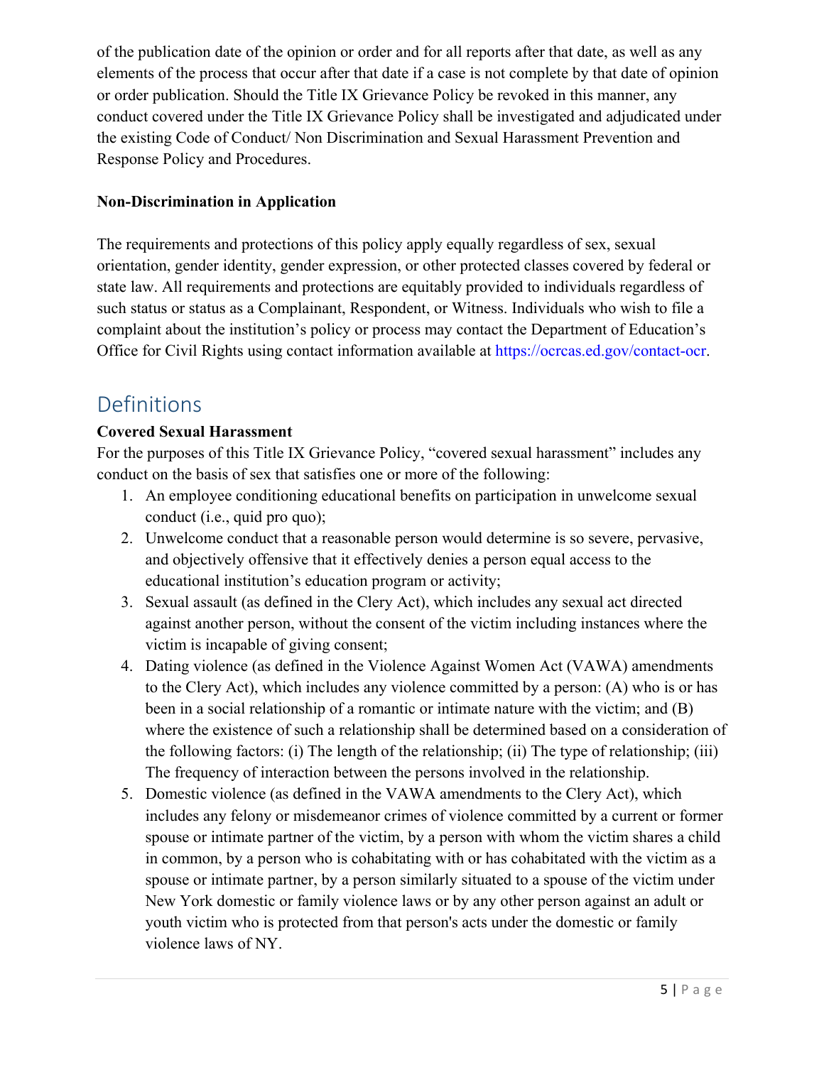of the publication date of the opinion or order and for all reports after that date, as well as any elements of the process that occur after that date if a case is not complete by that date of opinion or order publication. Should the Title IX Grievance Policy be revoked in this manner, any conduct covered under the Title IX Grievance Policy shall be investigated and adjudicated under the existing Code of Conduct/ Non Discrimination and Sexual Harassment Prevention and Response Policy and Procedures.

**Non-Discrimination in Application**

The requirements and protections of this policy apply equally regardless of sex, sexual orientation, gender identity, gender expression, or other protected classes covered by federal or state law. All requirements and protections are equitably provided to individuals regardless of such status or status as a Complainant, Respondent, or Witness. Individuals who wish to file a complaint about the institution's policy or process may contact the Department of Education's Office for Civil Rights using contact information available at https://ocrcas.ed.gov/contact-ocr.

## Definitions

**Covered Sexual Harassment**

For the purposes of this Title IX Grievance Policy, "covered sexual harassment" includes any conduct on the basis of sex that satisfies one or more of the following:

1. An employee conditioning educational benefits on participation in unwelcome sexual conduct (i.e., quid pro quo);
2. Unwelcome conduct that a reasonable person would determine is so severe, pervasive, and objectively offensive that it effectively denies a person equal access to the educational institution's education program or activity;
3. Sexual assault (as defined in the Clery Act), which includes any sexual act directed against another person, without the consent of the victim including instances where the victim is incapable of giving consent;
4. Dating violence (as defined in the Violence Against Women Act (VAWA) amendments to the Clery Act), which includes any violence committed by a person: (A) who is or has been in a social relationship of a romantic or intimate nature with the victim; and (B) where the existence of such a relationship shall be determined based on a consideration of the following factors: (i) The length of the relationship; (ii) The type of relationship; (iii) The frequency of interaction between the persons involved in the relationship.
5. Domestic violence (as defined in the VAWA amendments to the Clery Act), which includes any felony or misdemeanor crimes of violence committed by a current or former spouse or intimate partner of the victim, by a person with whom the victim shares a child in common, by a person who is cohabitating with or has cohabitated with the victim as a spouse or intimate partner, by a person similarly situated to a spouse of the victim under New York domestic or family violence laws or by any other person against an adult or youth victim who is protected from that person's acts under the domestic or family violence laws of NY.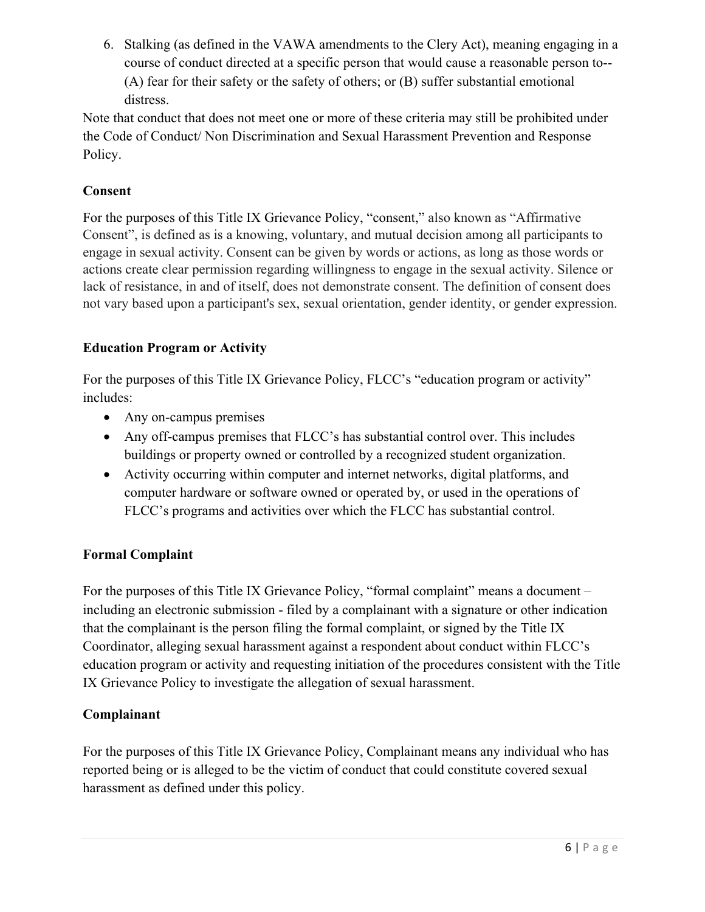6. Stalking (as defined in the VAWA amendments to the Clery Act), meaning engaging in a course of conduct directed at a specific person that would cause a reasonable person to--(A) fear for their safety or the safety of others; or (B) suffer substantial emotional distress.

Note that conduct that does not meet one or more of these criteria may still be prohibited under the Code of Conduct/ Non Discrimination and Sexual Harassment Prevention and Response Policy.

**Consent**

For the purposes of this Title IX Grievance Policy, "consent," also known as "Affirmative Consent", is defined as is a knowing, voluntary, and mutual decision among all participants to engage in sexual activity. Consent can be given by words or actions, as long as those words or actions create clear permission regarding willingness to engage in the sexual activity. Silence or lack of resistance, in and of itself, does not demonstrate consent. The definition of consent does not vary based upon a participant's sex, sexual orientation, gender identity, or gender expression.

**Education Program or Activity**

For the purposes of this Title IX Grievance Policy, FLCC's "education program or activity" includes:

- Any on-campus premises
- Any off-campus premises that FLCC's has substantial control over. This includes buildings or property owned or controlled by a recognized student organization.
- Activity occurring within computer and internet networks, digital platforms, and computer hardware or software owned or operated by, or used in the operations of FLCC's programs and activities over which the FLCC has substantial control.

**Formal Complaint**

For the purposes of this Title IX Grievance Policy, "formal complaint" means a document – including an electronic submission - filed by a complainant with a signature or other indication that the complainant is the person filing the formal complaint, or signed by the Title IX Coordinator, alleging sexual harassment against a respondent about conduct within FLCC's education program or activity and requesting initiation of the procedures consistent with the Title IX Grievance Policy to investigate the allegation of sexual harassment.

**Complainant**

For the purposes of this Title IX Grievance Policy, Complainant means any individual who has reported being or is alleged to be the victim of conduct that could constitute covered sexual harassment as defined under this policy.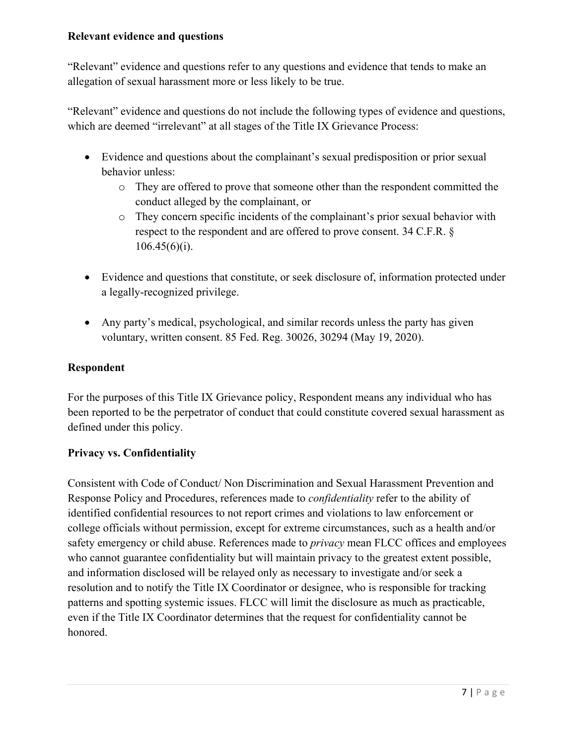**Relevant evidence and questions**

"Relevant" evidence and questions refer to any questions and evidence that tends to make an allegation of sexual harassment more or less likely to be true.

"Relevant" evidence and questions do not include the following types of evidence and questions, which are deemed "irrelevant" at all stages of the Title IX Grievance Process:

- Evidence and questions about the complainant's sexual predisposition or prior sexual behavior unless:
  - They are offered to prove that someone other than the respondent committed the conduct alleged by the complainant, or
  - They concern specific incidents of the complainant's prior sexual behavior with respect to the respondent and are offered to prove consent. 34 C.F.R. § 106.45(6)(i).
- Evidence and questions that constitute, or seek disclosure of, information protected under a legally-recognized privilege.
- Any party's medical, psychological, and similar records unless the party has given voluntary, written consent. 85 Fed. Reg. 30026, 30294 (May 19, 2020).

**Respondent**

For the purposes of this Title IX Grievance policy, Respondent means any individual who has been reported to be the perpetrator of conduct that could constitute covered sexual harassment as defined under this policy.

**Privacy vs. Confidentiality**

Consistent with Code of Conduct/ Non Discrimination and Sexual Harassment Prevention and Response Policy and Procedures, references made to *confidentiality* refer to the ability of identified confidential resources to not report crimes and violations to law enforcement or college officials without permission, except for extreme circumstances, such as a health and/or safety emergency or child abuse. References made to *privacy* mean FLCC offices and employees who cannot guarantee confidentiality but will maintain privacy to the greatest extent possible, and information disclosed will be relayed only as necessary to investigate and/or seek a resolution and to notify the Title IX Coordinator or designee, who is responsible for tracking patterns and spotting systemic issues. FLCC will limit the disclosure as much as practicable, even if the Title IX Coordinator determines that the request for confidentiality cannot be honored.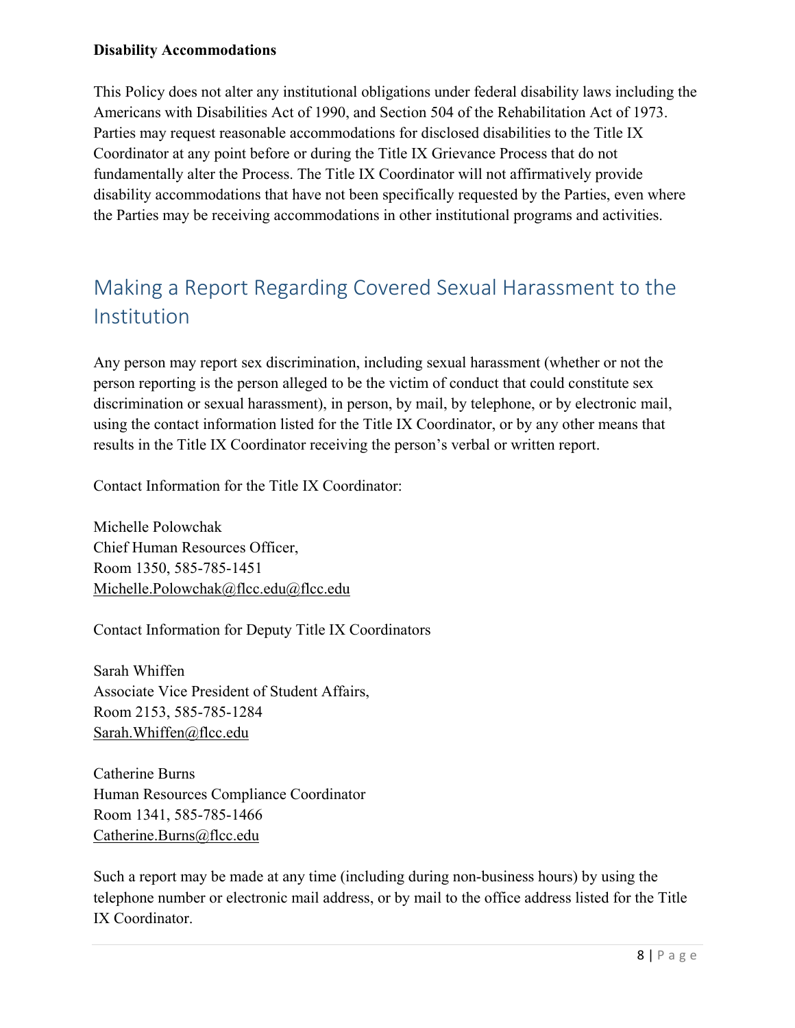**Disability Accommodations**

This Policy does not alter any institutional obligations under federal disability laws including the Americans with Disabilities Act of 1990, and Section 504 of the Rehabilitation Act of 1973. Parties may request reasonable accommodations for disclosed disabilities to the Title IX Coordinator at any point before or during the Title IX Grievance Process that do not fundamentally alter the Process. The Title IX Coordinator will not affirmatively provide disability accommodations that have not been specifically requested by the Parties, even where the Parties may be receiving accommodations in other institutional programs and activities.

## Making a Report Regarding Covered Sexual Harassment to the Institution

Any person may report sex discrimination, including sexual harassment (whether or not the person reporting is the person alleged to be the victim of conduct that could constitute sex discrimination or sexual harassment), in person, by mail, by telephone, or by electronic mail, using the contact information listed for the Title IX Coordinator, or by any other means that results in the Title IX Coordinator receiving the person's verbal or written report.

Contact Information for the Title IX Coordinator:

Michelle Polowchak
Chief Human Resources Officer,
Room 1350, 585-785-1451
Michelle.Polowchak@flcc.edu@flcc.edu

Contact Information for Deputy Title IX Coordinators

Sarah Whiffen
Associate Vice President of Student Affairs,
Room 2153, 585-785-1284
Sarah.Whiffen@flcc.edu

Catherine Burns
Human Resources Compliance Coordinator
Room 1341, 585-785-1466
Catherine.Burns@flcc.edu

Such a report may be made at any time (including during non-business hours) by using the telephone number or electronic mail address, or by mail to the office address listed for the Title IX Coordinator.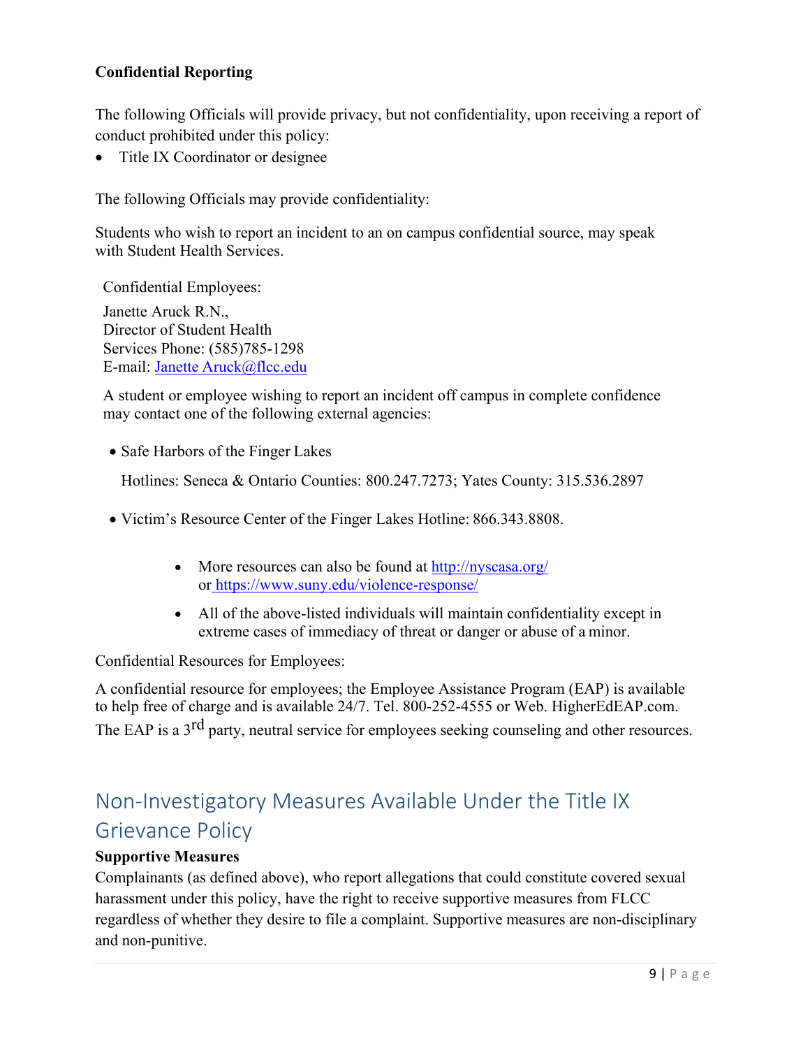**Confidential Reporting**

The following Officials will provide privacy, but not confidentiality, upon receiving a report of conduct prohibited under this policy:

- Title IX Coordinator or designee

The following Officials may provide confidentiality:

Students who wish to report an incident to an on campus confidential source, may speak with Student Health Services.

Confidential Employees:

Janette Aruck R.N.,
Director of Student Health
Services Phone: (585)785-1298
E-mail: Janette Aruck@flcc.edu

A student or employee wishing to report an incident off campus in complete confidence may contact one of the following external agencies:

- Safe Harbors of the Finger Lakes

  Hotlines: Seneca & Ontario Counties: 800.247.7273; Yates County: 315.536.2897

- Victim's Resource Center of the Finger Lakes Hotline: 866.343.8808.

  - More resources can also be found at http://nyscasa.org/ or https://www.suny.edu/violence-response/
  - All of the above-listed individuals will maintain confidentiality except in extreme cases of immediacy of threat or danger or abuse of a minor.

Confidential Resources for Employees:

A confidential resource for employees; the Employee Assistance Program (EAP) is available to help free of charge and is available 24/7. Tel. 800-252-4555 or Web. HigherEdEAP.com. The EAP is a 3rd party, neutral service for employees seeking counseling and other resources.

## Non-Investigatory Measures Available Under the Title IX Grievance Policy

**Supportive Measures**

Complainants (as defined above), who report allegations that could constitute covered sexual harassment under this policy, have the right to receive supportive measures from FLCC regardless of whether they desire to file a complaint. Supportive measures are non-disciplinary and non-punitive.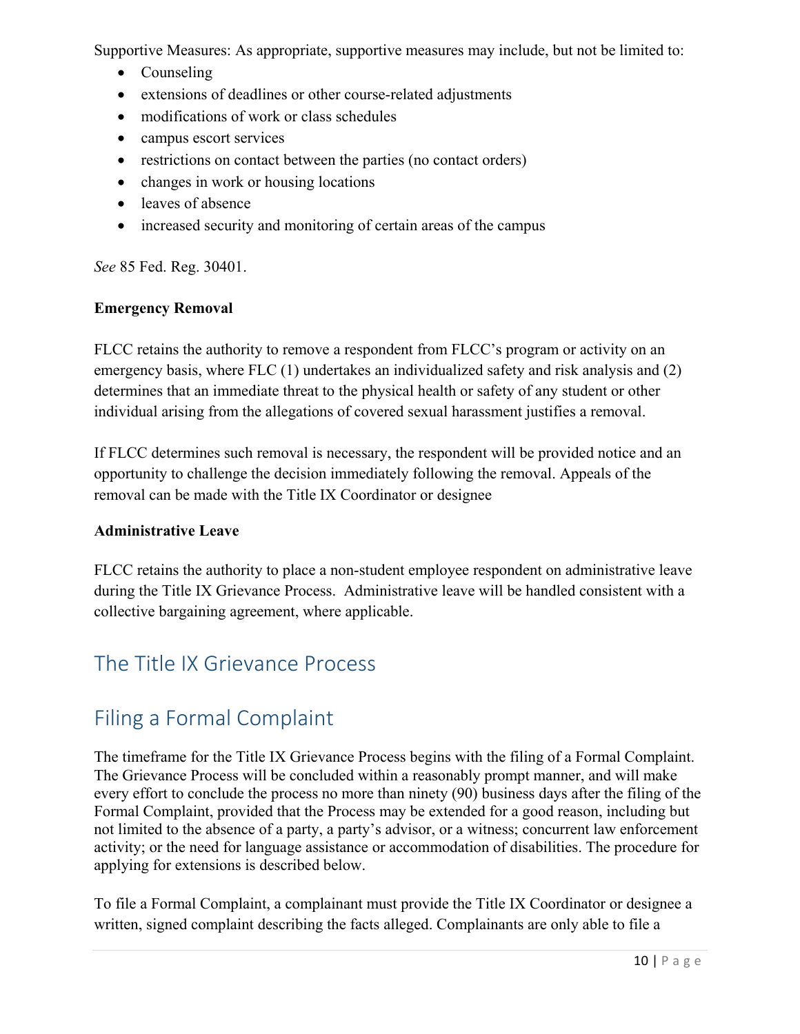Supportive Measures: As appropriate, supportive measures may include, but not be limited to:

- Counseling
- extensions of deadlines or other course-related adjustments
- modifications of work or class schedules
- campus escort services
- restrictions on contact between the parties (no contact orders)
- changes in work or housing locations
- leaves of absence
- increased security and monitoring of certain areas of the campus

*See* 85 Fed. Reg. 30401.

**Emergency Removal**

FLCC retains the authority to remove a respondent from FLCC's program or activity on an emergency basis, where FLC (1) undertakes an individualized safety and risk analysis and (2) determines that an immediate threat to the physical health or safety of any student or other individual arising from the allegations of covered sexual harassment justifies a removal.

If FLCC determines such removal is necessary, the respondent will be provided notice and an opportunity to challenge the decision immediately following the removal. Appeals of the removal can be made with the Title IX Coordinator or designee

**Administrative Leave**

FLCC retains the authority to place a non-student employee respondent on administrative leave during the Title IX Grievance Process. Administrative leave will be handled consistent with a collective bargaining agreement, where applicable.

# The Title IX Grievance Process

# Filing a Formal Complaint

The timeframe for the Title IX Grievance Process begins with the filing of a Formal Complaint. The Grievance Process will be concluded within a reasonably prompt manner, and will make every effort to conclude the process no more than ninety (90) business days after the filing of the Formal Complaint, provided that the Process may be extended for a good reason, including but not limited to the absence of a party, a party's advisor, or a witness; concurrent law enforcement activity; or the need for language assistance or accommodation of disabilities. The procedure for applying for extensions is described below.

To file a Formal Complaint, a complainant must provide the Title IX Coordinator or designee a written, signed complaint describing the facts alleged. Complainants are only able to file a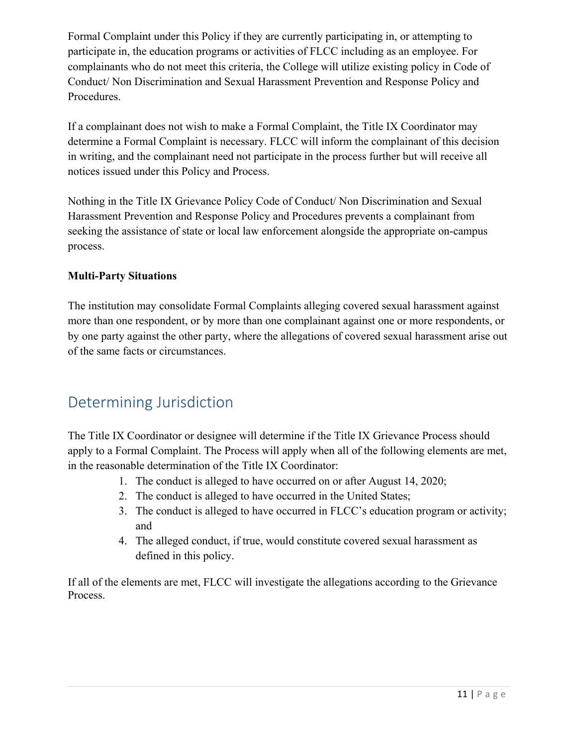Formal Complaint under this Policy if they are currently participating in, or attempting to participate in, the education programs or activities of FLCC including as an employee. For complainants who do not meet this criteria, the College will utilize existing policy in Code of Conduct/ Non Discrimination and Sexual Harassment Prevention and Response Policy and Procedures.

If a complainant does not wish to make a Formal Complaint, the Title IX Coordinator may determine a Formal Complaint is necessary. FLCC will inform the complainant of this decision in writing, and the complainant need not participate in the process further but will receive all notices issued under this Policy and Process.

Nothing in the Title IX Grievance Policy Code of Conduct/ Non Discrimination and Sexual Harassment Prevention and Response Policy and Procedures prevents a complainant from seeking the assistance of state or local law enforcement alongside the appropriate on-campus process.

**Multi-Party Situations**

The institution may consolidate Formal Complaints alleging covered sexual harassment against more than one respondent, or by more than one complainant against one or more respondents, or by one party against the other party, where the allegations of covered sexual harassment arise out of the same facts or circumstances.

## Determining Jurisdiction

The Title IX Coordinator or designee will determine if the Title IX Grievance Process should apply to a Formal Complaint. The Process will apply when all of the following elements are met, in the reasonable determination of the Title IX Coordinator:

1. The conduct is alleged to have occurred on or after August 14, 2020;
2. The conduct is alleged to have occurred in the United States;
3. The conduct is alleged to have occurred in FLCC's education program or activity; and
4. The alleged conduct, if true, would constitute covered sexual harassment as defined in this policy.

If all of the elements are met, FLCC will investigate the allegations according to the Grievance Process.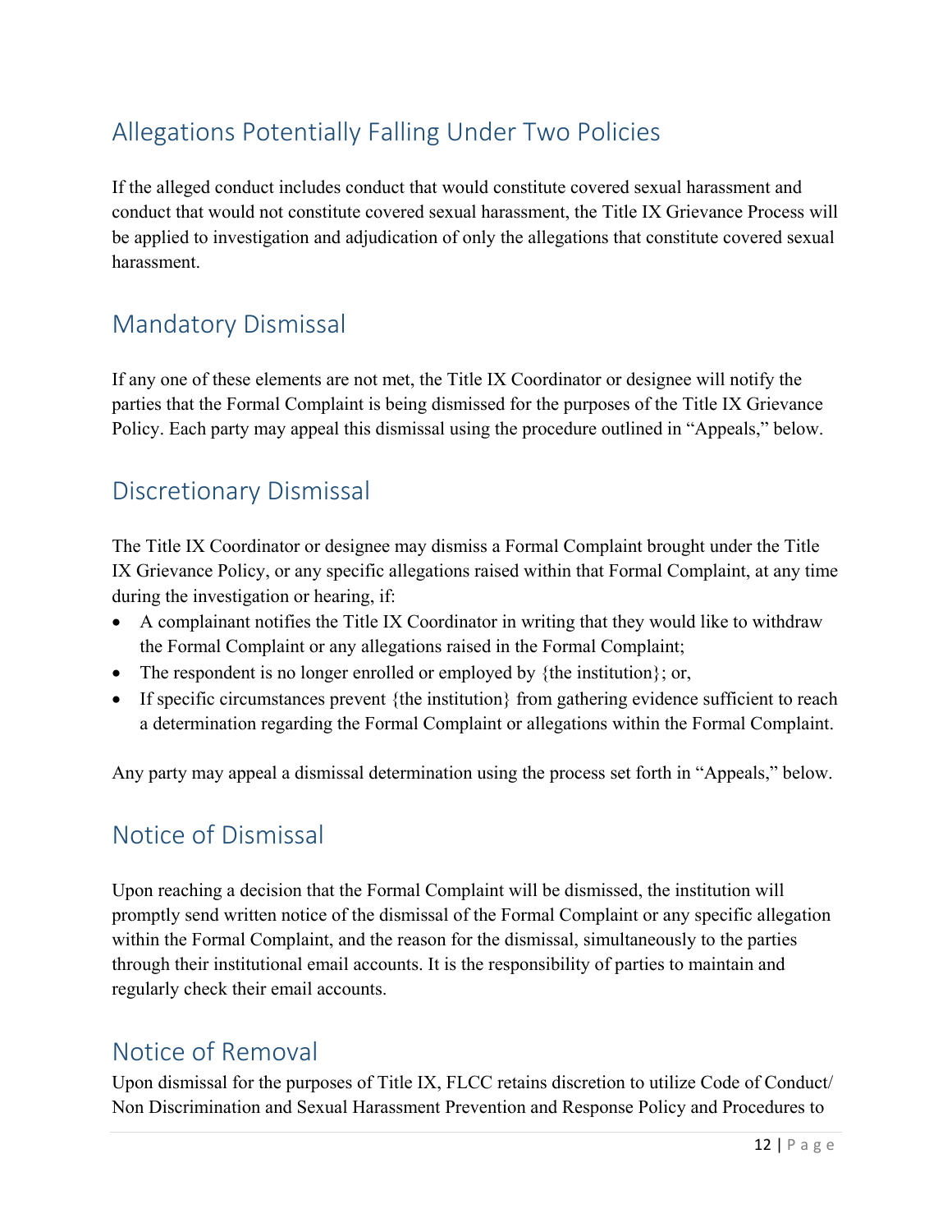## Allegations Potentially Falling Under Two Policies

If the alleged conduct includes conduct that would constitute covered sexual harassment and conduct that would not constitute covered sexual harassment, the Title IX Grievance Process will be applied to investigation and adjudication of only the allegations that constitute covered sexual harassment.

## Mandatory Dismissal

If any one of these elements are not met, the Title IX Coordinator or designee will notify the parties that the Formal Complaint is being dismissed for the purposes of the Title IX Grievance Policy. Each party may appeal this dismissal using the procedure outlined in "Appeals," below.

## Discretionary Dismissal

The Title IX Coordinator or designee may dismiss a Formal Complaint brought under the Title IX Grievance Policy, or any specific allegations raised within that Formal Complaint, at any time during the investigation or hearing, if:

- A complainant notifies the Title IX Coordinator in writing that they would like to withdraw the Formal Complaint or any allegations raised in the Formal Complaint;
- The respondent is no longer enrolled or employed by {the institution}; or,
- If specific circumstances prevent {the institution} from gathering evidence sufficient to reach a determination regarding the Formal Complaint or allegations within the Formal Complaint.

Any party may appeal a dismissal determination using the process set forth in "Appeals," below.

## Notice of Dismissal

Upon reaching a decision that the Formal Complaint will be dismissed, the institution will promptly send written notice of the dismissal of the Formal Complaint or any specific allegation within the Formal Complaint, and the reason for the dismissal, simultaneously to the parties through their institutional email accounts. It is the responsibility of parties to maintain and regularly check their email accounts.

## Notice of Removal

Upon dismissal for the purposes of Title IX, FLCC retains discretion to utilize Code of Conduct/ Non Discrimination and Sexual Harassment Prevention and Response Policy and Procedures to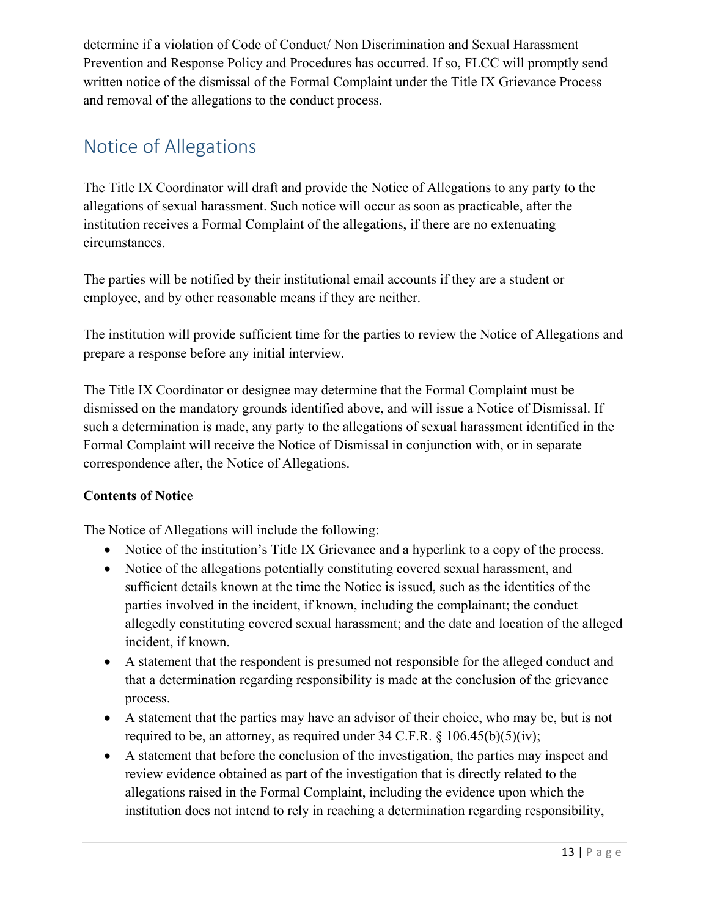determine if a violation of Code of Conduct/ Non Discrimination and Sexual Harassment Prevention and Response Policy and Procedures has occurred. If so, FLCC will promptly send written notice of the dismissal of the Formal Complaint under the Title IX Grievance Process and removal of the allegations to the conduct process.

## Notice of Allegations

The Title IX Coordinator will draft and provide the Notice of Allegations to any party to the allegations of sexual harassment. Such notice will occur as soon as practicable, after the institution receives a Formal Complaint of the allegations, if there are no extenuating circumstances.

The parties will be notified by their institutional email accounts if they are a student or employee, and by other reasonable means if they are neither.

The institution will provide sufficient time for the parties to review the Notice of Allegations and prepare a response before any initial interview.

The Title IX Coordinator or designee may determine that the Formal Complaint must be dismissed on the mandatory grounds identified above, and will issue a Notice of Dismissal. If such a determination is made, any party to the allegations of sexual harassment identified in the Formal Complaint will receive the Notice of Dismissal in conjunction with, or in separate correspondence after, the Notice of Allegations.

**Contents of Notice**

The Notice of Allegations will include the following:

- Notice of the institution's Title IX Grievance and a hyperlink to a copy of the process.
- Notice of the allegations potentially constituting covered sexual harassment, and sufficient details known at the time the Notice is issued, such as the identities of the parties involved in the incident, if known, including the complainant; the conduct allegedly constituting covered sexual harassment; and the date and location of the alleged incident, if known.
- A statement that the respondent is presumed not responsible for the alleged conduct and that a determination regarding responsibility is made at the conclusion of the grievance process.
- A statement that the parties may have an advisor of their choice, who may be, but is not required to be, an attorney, as required under 34 C.F.R. § 106.45(b)(5)(iv);
- A statement that before the conclusion of the investigation, the parties may inspect and review evidence obtained as part of the investigation that is directly related to the allegations raised in the Formal Complaint, including the evidence upon which the institution does not intend to rely in reaching a determination regarding responsibility,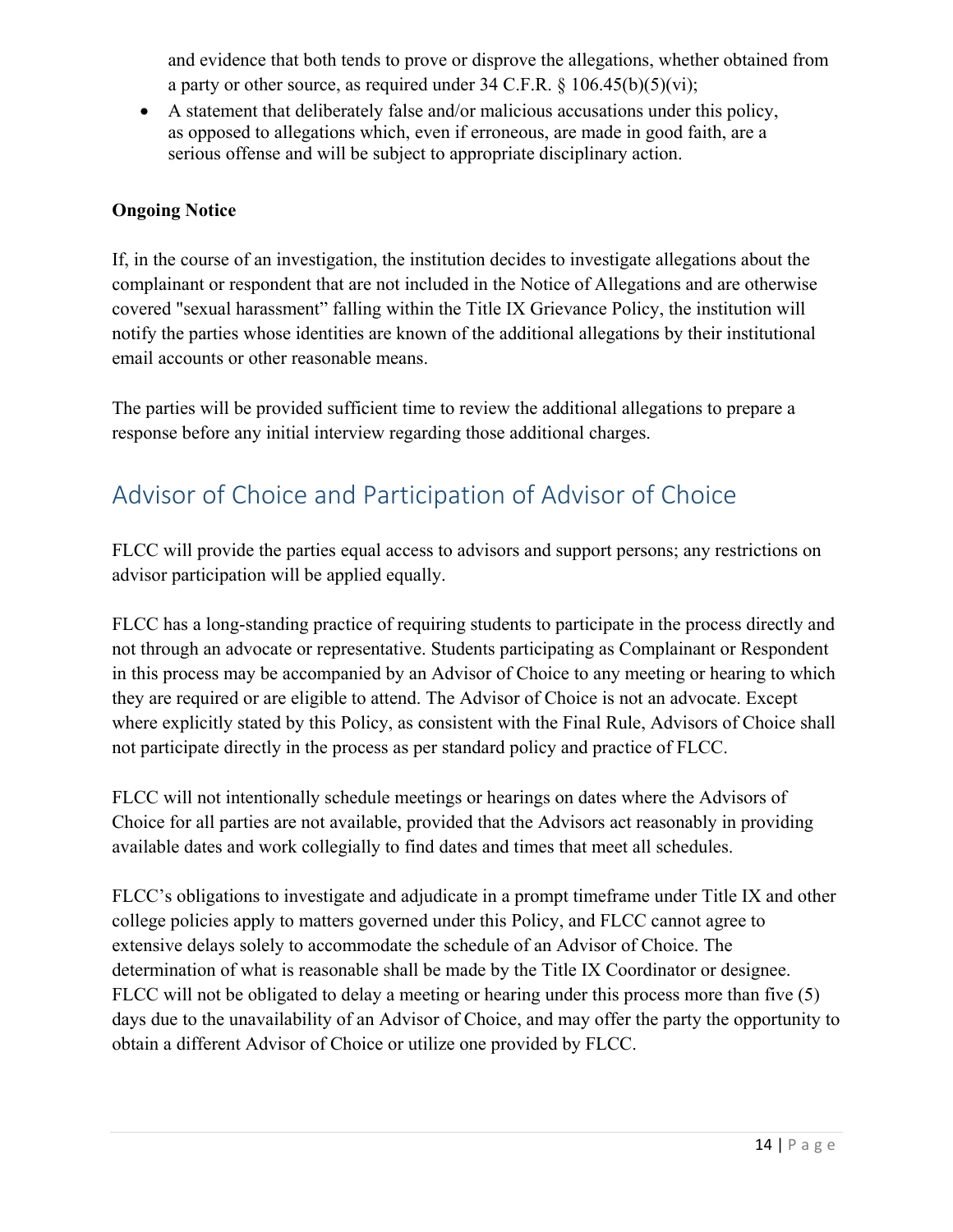and evidence that both tends to prove or disprove the allegations, whether obtained from a party or other source, as required under 34 C.F.R. § 106.45(b)(5)(vi);

- A statement that deliberately false and/or malicious accusations under this policy, as opposed to allegations which, even if erroneous, are made in good faith, are a serious offense and will be subject to appropriate disciplinary action.

**Ongoing Notice**

If, in the course of an investigation, the institution decides to investigate allegations about the complainant or respondent that are not included in the Notice of Allegations and are otherwise covered "sexual harassment" falling within the Title IX Grievance Policy, the institution will notify the parties whose identities are known of the additional allegations by their institutional email accounts or other reasonable means.

The parties will be provided sufficient time to review the additional allegations to prepare a response before any initial interview regarding those additional charges.

## Advisor of Choice and Participation of Advisor of Choice

FLCC will provide the parties equal access to advisors and support persons; any restrictions on advisor participation will be applied equally.

FLCC has a long-standing practice of requiring students to participate in the process directly and not through an advocate or representative. Students participating as Complainant or Respondent in this process may be accompanied by an Advisor of Choice to any meeting or hearing to which they are required or are eligible to attend. The Advisor of Choice is not an advocate. Except where explicitly stated by this Policy, as consistent with the Final Rule, Advisors of Choice shall not participate directly in the process as per standard policy and practice of FLCC.

FLCC will not intentionally schedule meetings or hearings on dates where the Advisors of Choice for all parties are not available, provided that the Advisors act reasonably in providing available dates and work collegially to find dates and times that meet all schedules.

FLCC's obligations to investigate and adjudicate in a prompt timeframe under Title IX and other college policies apply to matters governed under this Policy, and FLCC cannot agree to extensive delays solely to accommodate the schedule of an Advisor of Choice. The determination of what is reasonable shall be made by the Title IX Coordinator or designee. FLCC will not be obligated to delay a meeting or hearing under this process more than five (5) days due to the unavailability of an Advisor of Choice, and may offer the party the opportunity to obtain a different Advisor of Choice or utilize one provided by FLCC.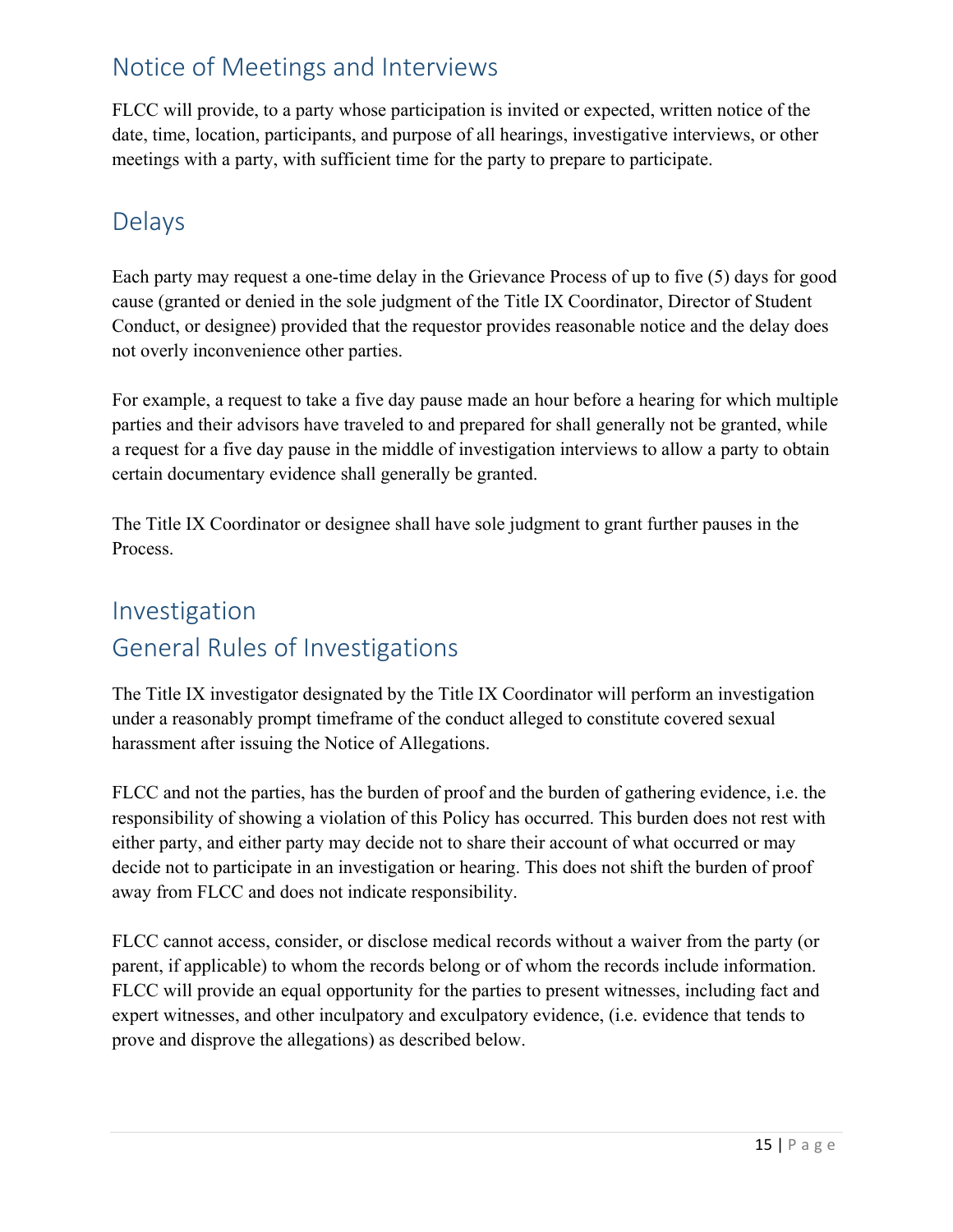## Notice of Meetings and Interviews

FLCC will provide, to a party whose participation is invited or expected, written notice of the date, time, location, participants, and purpose of all hearings, investigative interviews, or other meetings with a party, with sufficient time for the party to prepare to participate.

## Delays

Each party may request a one-time delay in the Grievance Process of up to five (5) days for good cause (granted or denied in the sole judgment of the Title IX Coordinator, Director of Student Conduct, or designee) provided that the requestor provides reasonable notice and the delay does not overly inconvenience other parties.

For example, a request to take a five day pause made an hour before a hearing for which multiple parties and their advisors have traveled to and prepared for shall generally not be granted, while a request for a five day pause in the middle of investigation interviews to allow a party to obtain certain documentary evidence shall generally be granted.

The Title IX Coordinator or designee shall have sole judgment to grant further pauses in the Process.

## Investigation

## General Rules of Investigations

The Title IX investigator designated by the Title IX Coordinator will perform an investigation under a reasonably prompt timeframe of the conduct alleged to constitute covered sexual harassment after issuing the Notice of Allegations.

FLCC and not the parties, has the burden of proof and the burden of gathering evidence, i.e. the responsibility of showing a violation of this Policy has occurred. This burden does not rest with either party, and either party may decide not to share their account of what occurred or may decide not to participate in an investigation or hearing. This does not shift the burden of proof away from FLCC and does not indicate responsibility.

FLCC cannot access, consider, or disclose medical records without a waiver from the party (or parent, if applicable) to whom the records belong or of whom the records include information. FLCC will provide an equal opportunity for the parties to present witnesses, including fact and expert witnesses, and other inculpatory and exculpatory evidence, (i.e. evidence that tends to prove and disprove the allegations) as described below.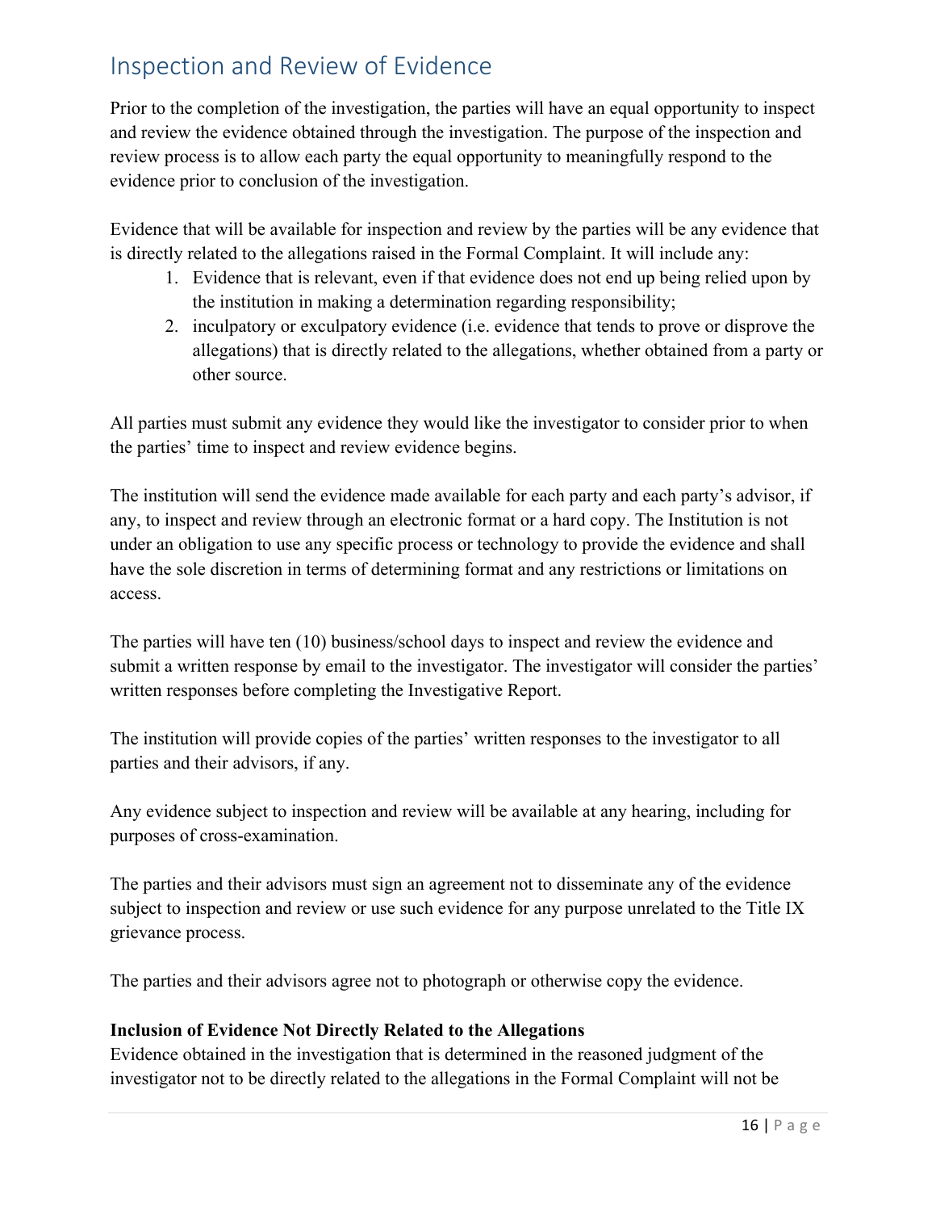## Inspection and Review of Evidence

Prior to the completion of the investigation, the parties will have an equal opportunity to inspect and review the evidence obtained through the investigation. The purpose of the inspection and review process is to allow each party the equal opportunity to meaningfully respond to the evidence prior to conclusion of the investigation.

Evidence that will be available for inspection and review by the parties will be any evidence that is directly related to the allegations raised in the Formal Complaint. It will include any:

1. Evidence that is relevant, even if that evidence does not end up being relied upon by the institution in making a determination regarding responsibility;
2. inculpatory or exculpatory evidence (i.e. evidence that tends to prove or disprove the allegations) that is directly related to the allegations, whether obtained from a party or other source.

All parties must submit any evidence they would like the investigator to consider prior to when the parties' time to inspect and review evidence begins.

The institution will send the evidence made available for each party and each party's advisor, if any, to inspect and review through an electronic format or a hard copy. The Institution is not under an obligation to use any specific process or technology to provide the evidence and shall have the sole discretion in terms of determining format and any restrictions or limitations on access.

The parties will have ten (10) business/school days to inspect and review the evidence and submit a written response by email to the investigator. The investigator will consider the parties' written responses before completing the Investigative Report.

The institution will provide copies of the parties' written responses to the investigator to all parties and their advisors, if any.

Any evidence subject to inspection and review will be available at any hearing, including for purposes of cross-examination.

The parties and their advisors must sign an agreement not to disseminate any of the evidence subject to inspection and review or use such evidence for any purpose unrelated to the Title IX grievance process.

The parties and their advisors agree not to photograph or otherwise copy the evidence.

**Inclusion of Evidence Not Directly Related to the Allegations**

Evidence obtained in the investigation that is determined in the reasoned judgment of the investigator not to be directly related to the allegations in the Formal Complaint will not be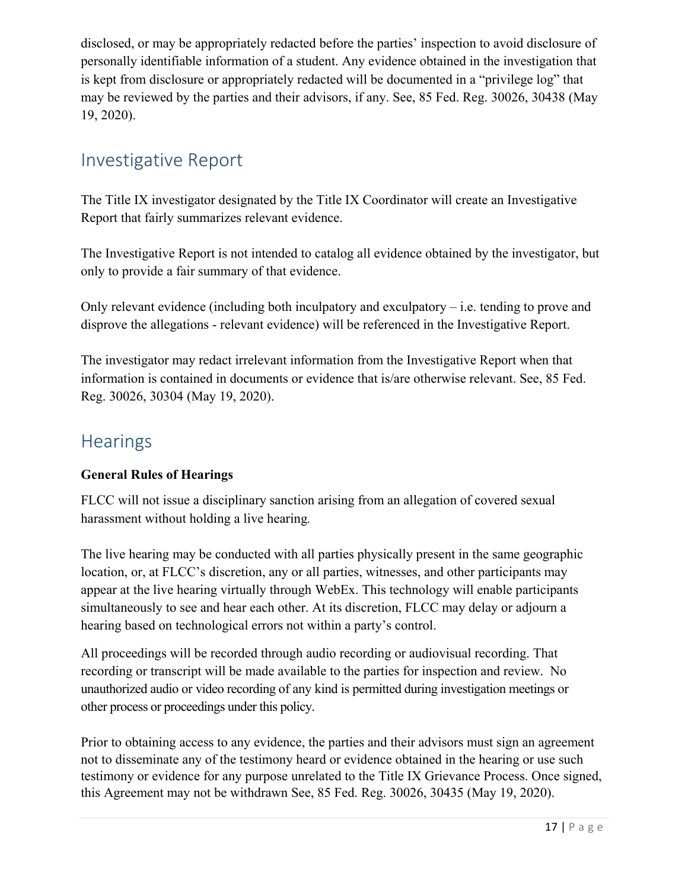disclosed, or may be appropriately redacted before the parties' inspection to avoid disclosure of personally identifiable information of a student. Any evidence obtained in the investigation that is kept from disclosure or appropriately redacted will be documented in a "privilege log" that may be reviewed by the parties and their advisors, if any. See, 85 Fed. Reg. 30026, 30438 (May 19, 2020).

## Investigative Report

The Title IX investigator designated by the Title IX Coordinator will create an Investigative Report that fairly summarizes relevant evidence.

The Investigative Report is not intended to catalog all evidence obtained by the investigator, but only to provide a fair summary of that evidence.

Only relevant evidence (including both inculpatory and exculpatory – i.e. tending to prove and disprove the allegations - relevant evidence) will be referenced in the Investigative Report.

The investigator may redact irrelevant information from the Investigative Report when that information is contained in documents or evidence that is/are otherwise relevant. See, 85 Fed. Reg. 30026, 30304 (May 19, 2020).

## Hearings

**General Rules of Hearings**

FLCC will not issue a disciplinary sanction arising from an allegation of covered sexual harassment without holding a live hearing.

The live hearing may be conducted with all parties physically present in the same geographic location, or, at FLCC's discretion, any or all parties, witnesses, and other participants may appear at the live hearing virtually through WebEx. This technology will enable participants simultaneously to see and hear each other. At its discretion, FLCC may delay or adjourn a hearing based on technological errors not within a party's control.

All proceedings will be recorded through audio recording or audiovisual recording. That recording or transcript will be made available to the parties for inspection and review. No unauthorized audio or video recording of any kind is permitted during investigation meetings or other process or proceedings under this policy.

Prior to obtaining access to any evidence, the parties and their advisors must sign an agreement not to disseminate any of the testimony heard or evidence obtained in the hearing or use such testimony or evidence for any purpose unrelated to the Title IX Grievance Process. Once signed, this Agreement may not be withdrawn See, 85 Fed. Reg. 30026, 30435 (May 19, 2020).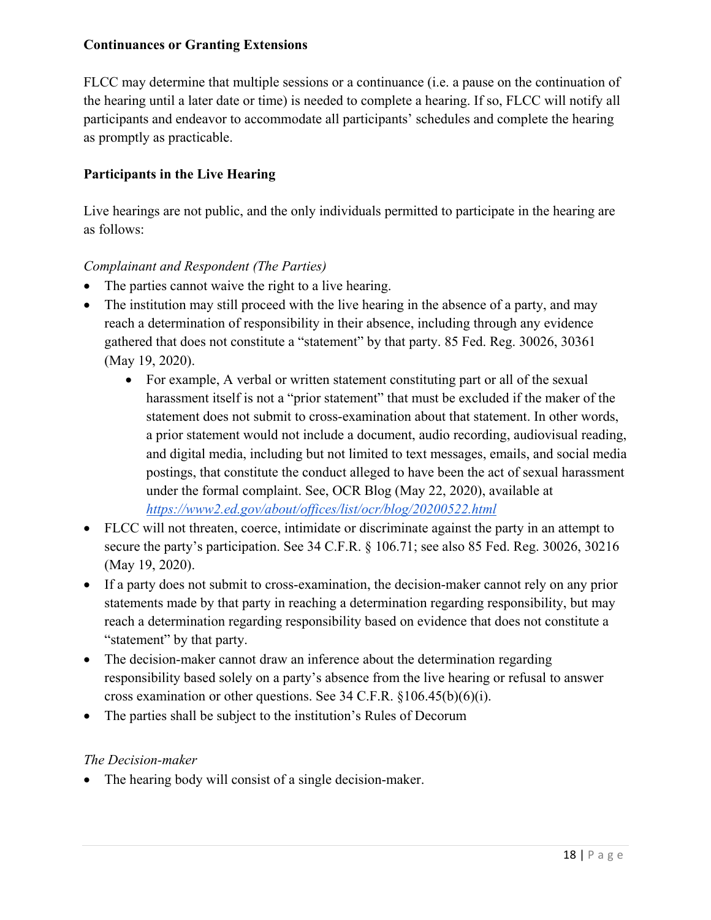**Continuances or Granting Extensions**

FLCC may determine that multiple sessions or a continuance (i.e. a pause on the continuation of the hearing until a later date or time) is needed to complete a hearing. If so, FLCC will notify all participants and endeavor to accommodate all participants' schedules and complete the hearing as promptly as practicable.

**Participants in the Live Hearing**

Live hearings are not public, and the only individuals permitted to participate in the hearing are as follows:

*Complainant and Respondent (The Parties)*

- The parties cannot waive the right to a live hearing.
- The institution may still proceed with the live hearing in the absence of a party, and may reach a determination of responsibility in their absence, including through any evidence gathered that does not constitute a "statement" by that party. 85 Fed. Reg. 30026, 30361 (May 19, 2020).
    - For example, A verbal or written statement constituting part or all of the sexual harassment itself is not a "prior statement" that must be excluded if the maker of the statement does not submit to cross-examination about that statement. In other words, a prior statement would not include a document, audio recording, audiovisual reading, and digital media, including but not limited to text messages, emails, and social media postings, that constitute the conduct alleged to have been the act of sexual harassment under the formal complaint. See, OCR Blog (May 22, 2020), available at *https://www2.ed.gov/about/offices/list/ocr/blog/20200522.html*
- FLCC will not threaten, coerce, intimidate or discriminate against the party in an attempt to secure the party's participation. See 34 C.F.R. § 106.71; see also 85 Fed. Reg. 30026, 30216 (May 19, 2020).
- If a party does not submit to cross-examination, the decision-maker cannot rely on any prior statements made by that party in reaching a determination regarding responsibility, but may reach a determination regarding responsibility based on evidence that does not constitute a "statement" by that party.
- The decision-maker cannot draw an inference about the determination regarding responsibility based solely on a party's absence from the live hearing or refusal to answer cross examination or other questions. See 34 C.F.R. §106.45(b)(6)(i).
- The parties shall be subject to the institution's Rules of Decorum

*The Decision-maker*

- The hearing body will consist of a single decision-maker.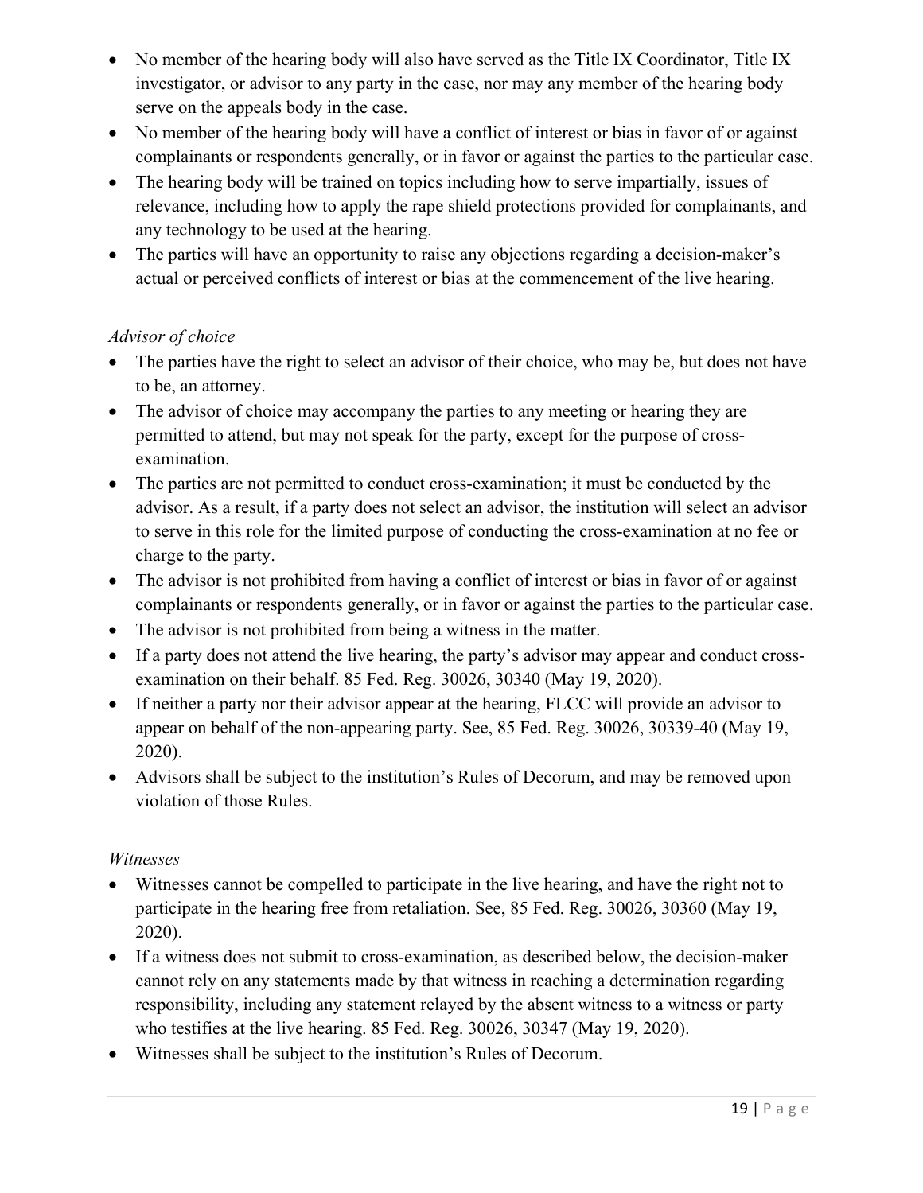- No member of the hearing body will also have served as the Title IX Coordinator, Title IX investigator, or advisor to any party in the case, nor may any member of the hearing body serve on the appeals body in the case.
- No member of the hearing body will have a conflict of interest or bias in favor of or against complainants or respondents generally, or in favor or against the parties to the particular case.
- The hearing body will be trained on topics including how to serve impartially, issues of relevance, including how to apply the rape shield protections provided for complainants, and any technology to be used at the hearing.
- The parties will have an opportunity to raise any objections regarding a decision-maker's actual or perceived conflicts of interest or bias at the commencement of the live hearing.

*Advisor of choice*

- The parties have the right to select an advisor of their choice, who may be, but does not have to be, an attorney.
- The advisor of choice may accompany the parties to any meeting or hearing they are permitted to attend, but may not speak for the party, except for the purpose of cross-examination.
- The parties are not permitted to conduct cross-examination; it must be conducted by the advisor. As a result, if a party does not select an advisor, the institution will select an advisor to serve in this role for the limited purpose of conducting the cross-examination at no fee or charge to the party.
- The advisor is not prohibited from having a conflict of interest or bias in favor of or against complainants or respondents generally, or in favor or against the parties to the particular case.
- The advisor is not prohibited from being a witness in the matter.
- If a party does not attend the live hearing, the party's advisor may appear and conduct cross-examination on their behalf. 85 Fed. Reg. 30026, 30340 (May 19, 2020).
- If neither a party nor their advisor appear at the hearing, FLCC will provide an advisor to appear on behalf of the non-appearing party. See, 85 Fed. Reg. 30026, 30339-40 (May 19, 2020).
- Advisors shall be subject to the institution's Rules of Decorum, and may be removed upon violation of those Rules.

*Witnesses*

- Witnesses cannot be compelled to participate in the live hearing, and have the right not to participate in the hearing free from retaliation. See, 85 Fed. Reg. 30026, 30360 (May 19, 2020).
- If a witness does not submit to cross-examination, as described below, the decision-maker cannot rely on any statements made by that witness in reaching a determination regarding responsibility, including any statement relayed by the absent witness to a witness or party who testifies at the live hearing. 85 Fed. Reg. 30026, 30347 (May 19, 2020).
- Witnesses shall be subject to the institution's Rules of Decorum.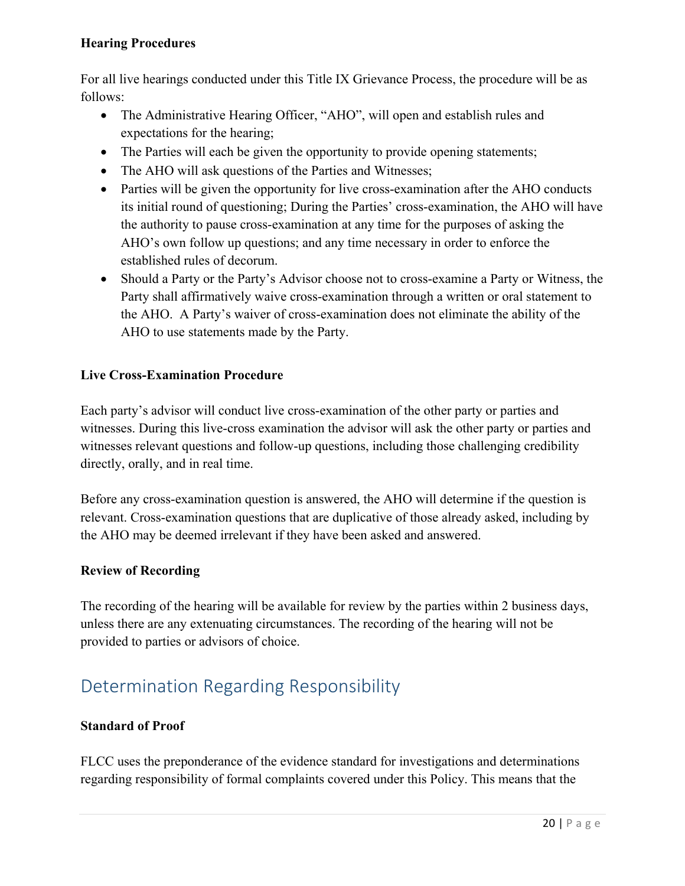**Hearing Procedures**

For all live hearings conducted under this Title IX Grievance Process, the procedure will be as follows:

- The Administrative Hearing Officer, "AHO", will open and establish rules and expectations for the hearing;
- The Parties will each be given the opportunity to provide opening statements;
- The AHO will ask questions of the Parties and Witnesses;
- Parties will be given the opportunity for live cross-examination after the AHO conducts its initial round of questioning; During the Parties' cross-examination, the AHO will have the authority to pause cross-examination at any time for the purposes of asking the AHO's own follow up questions; and any time necessary in order to enforce the established rules of decorum.
- Should a Party or the Party's Advisor choose not to cross-examine a Party or Witness, the Party shall affirmatively waive cross-examination through a written or oral statement to the AHO. A Party's waiver of cross-examination does not eliminate the ability of the AHO to use statements made by the Party.

**Live Cross-Examination Procedure**

Each party's advisor will conduct live cross-examination of the other party or parties and witnesses. During this live-cross examination the advisor will ask the other party or parties and witnesses relevant questions and follow-up questions, including those challenging credibility directly, orally, and in real time.

Before any cross-examination question is answered, the AHO will determine if the question is relevant. Cross-examination questions that are duplicative of those already asked, including by the AHO may be deemed irrelevant if they have been asked and answered.

**Review of Recording**

The recording of the hearing will be available for review by the parties within 2 business days, unless there are any extenuating circumstances. The recording of the hearing will not be provided to parties or advisors of choice.

## Determination Regarding Responsibility

**Standard of Proof**

FLCC uses the preponderance of the evidence standard for investigations and determinations regarding responsibility of formal complaints covered under this Policy. This means that the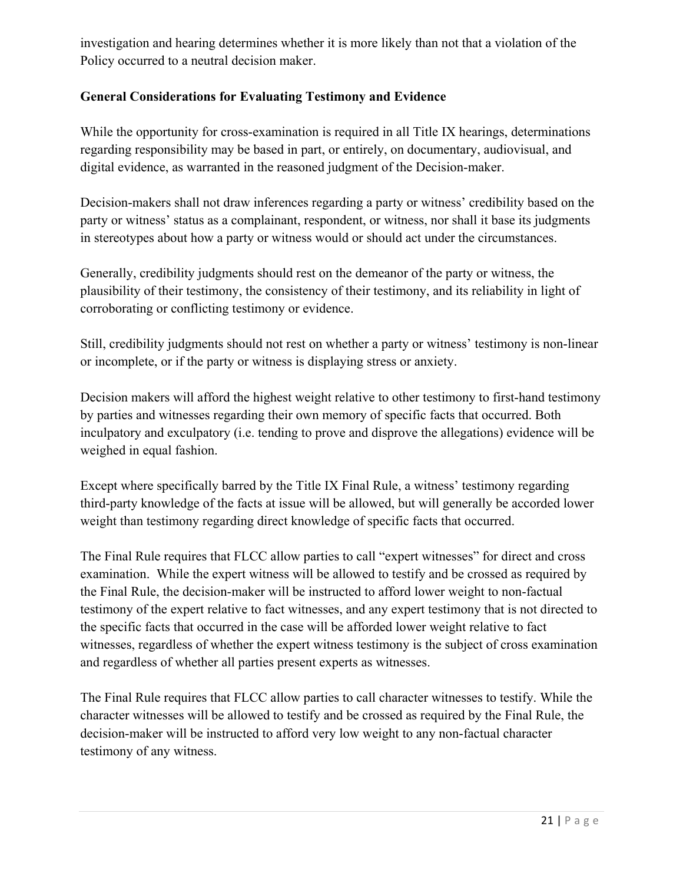investigation and hearing determines whether it is more likely than not that a violation of the Policy occurred to a neutral decision maker.

**General Considerations for Evaluating Testimony and Evidence**

While the opportunity for cross-examination is required in all Title IX hearings, determinations regarding responsibility may be based in part, or entirely, on documentary, audiovisual, and digital evidence, as warranted in the reasoned judgment of the Decision-maker.

Decision-makers shall not draw inferences regarding a party or witness' credibility based on the party or witness' status as a complainant, respondent, or witness, nor shall it base its judgments in stereotypes about how a party or witness would or should act under the circumstances.

Generally, credibility judgments should rest on the demeanor of the party or witness, the plausibility of their testimony, the consistency of their testimony, and its reliability in light of corroborating or conflicting testimony or evidence.

Still, credibility judgments should not rest on whether a party or witness' testimony is non-linear or incomplete, or if the party or witness is displaying stress or anxiety.

Decision makers will afford the highest weight relative to other testimony to first-hand testimony by parties and witnesses regarding their own memory of specific facts that occurred. Both inculpatory and exculpatory (i.e. tending to prove and disprove the allegations) evidence will be weighed in equal fashion.

Except where specifically barred by the Title IX Final Rule, a witness' testimony regarding third-party knowledge of the facts at issue will be allowed, but will generally be accorded lower weight than testimony regarding direct knowledge of specific facts that occurred.

The Final Rule requires that FLCC allow parties to call "expert witnesses" for direct and cross examination. While the expert witness will be allowed to testify and be crossed as required by the Final Rule, the decision-maker will be instructed to afford lower weight to non-factual testimony of the expert relative to fact witnesses, and any expert testimony that is not directed to the specific facts that occurred in the case will be afforded lower weight relative to fact witnesses, regardless of whether the expert witness testimony is the subject of cross examination and regardless of whether all parties present experts as witnesses.

The Final Rule requires that FLCC allow parties to call character witnesses to testify. While the character witnesses will be allowed to testify and be crossed as required by the Final Rule, the decision-maker will be instructed to afford very low weight to any non-factual character testimony of any witness.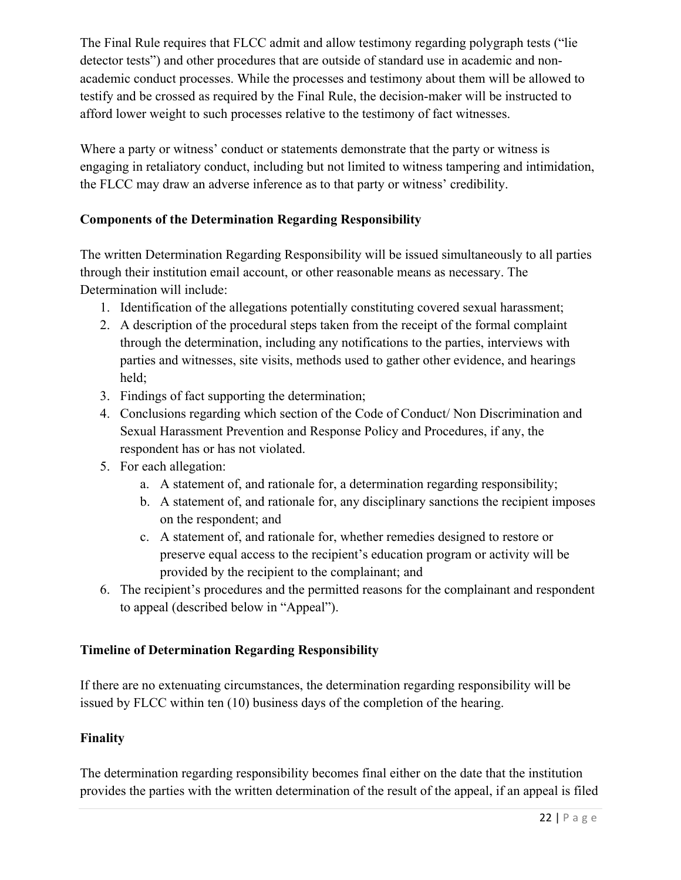The Final Rule requires that FLCC admit and allow testimony regarding polygraph tests ("lie detector tests") and other procedures that are outside of standard use in academic and non-academic conduct processes. While the processes and testimony about them will be allowed to testify and be crossed as required by the Final Rule, the decision-maker will be instructed to afford lower weight to such processes relative to the testimony of fact witnesses.

Where a party or witness' conduct or statements demonstrate that the party or witness is engaging in retaliatory conduct, including but not limited to witness tampering and intimidation, the FLCC may draw an adverse inference as to that party or witness' credibility.

**Components of the Determination Regarding Responsibility**

The written Determination Regarding Responsibility will be issued simultaneously to all parties through their institution email account, or other reasonable means as necessary. The Determination will include:

1. Identification of the allegations potentially constituting covered sexual harassment;
2. A description of the procedural steps taken from the receipt of the formal complaint through the determination, including any notifications to the parties, interviews with parties and witnesses, site visits, methods used to gather other evidence, and hearings held;
3. Findings of fact supporting the determination;
4. Conclusions regarding which section of the Code of Conduct/ Non Discrimination and Sexual Harassment Prevention and Response Policy and Procedures, if any, the respondent has or has not violated.
5. For each allegation:
   a. A statement of, and rationale for, a determination regarding responsibility;
   b. A statement of, and rationale for, any disciplinary sanctions the recipient imposes on the respondent; and
   c. A statement of, and rationale for, whether remedies designed to restore or preserve equal access to the recipient's education program or activity will be provided by the recipient to the complainant; and
6. The recipient's procedures and the permitted reasons for the complainant and respondent to appeal (described below in "Appeal").

**Timeline of Determination Regarding Responsibility**

If there are no extenuating circumstances, the determination regarding responsibility will be issued by FLCC within ten (10) business days of the completion of the hearing.

**Finality**

The determination regarding responsibility becomes final either on the date that the institution provides the parties with the written determination of the result of the appeal, if an appeal is filed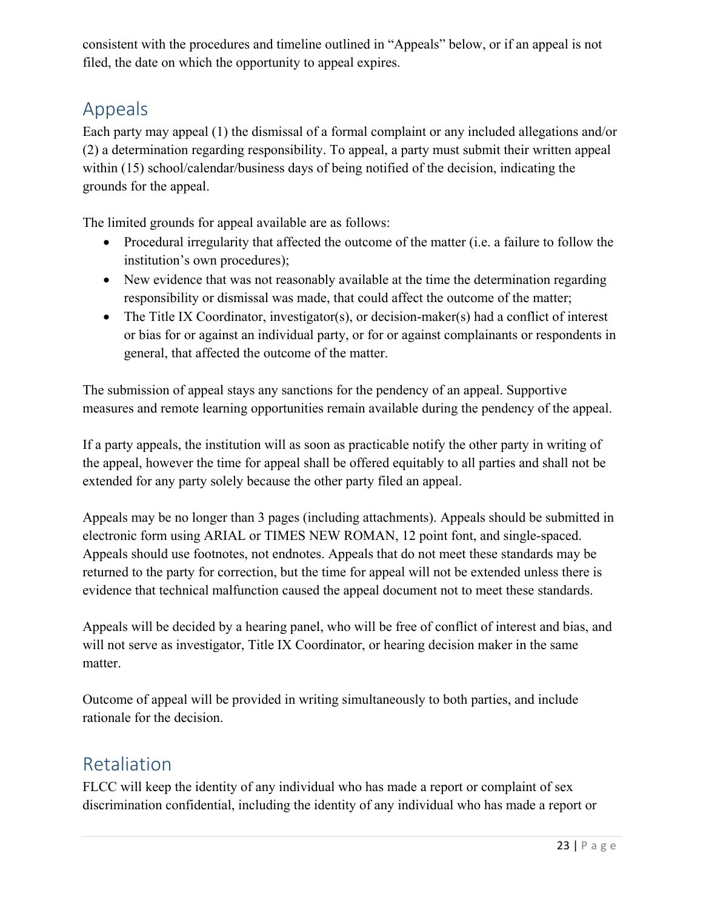consistent with the procedures and timeline outlined in "Appeals" below, or if an appeal is not filed, the date on which the opportunity to appeal expires.

## Appeals

Each party may appeal (1) the dismissal of a formal complaint or any included allegations and/or (2) a determination regarding responsibility. To appeal, a party must submit their written appeal within (15) school/calendar/business days of being notified of the decision, indicating the grounds for the appeal.

The limited grounds for appeal available are as follows:

- Procedural irregularity that affected the outcome of the matter (i.e. a failure to follow the institution's own procedures);
- New evidence that was not reasonably available at the time the determination regarding responsibility or dismissal was made, that could affect the outcome of the matter;
- The Title IX Coordinator, investigator(s), or decision-maker(s) had a conflict of interest or bias for or against an individual party, or for or against complainants or respondents in general, that affected the outcome of the matter.

The submission of appeal stays any sanctions for the pendency of an appeal. Supportive measures and remote learning opportunities remain available during the pendency of the appeal.

If a party appeals, the institution will as soon as practicable notify the other party in writing of the appeal, however the time for appeal shall be offered equitably to all parties and shall not be extended for any party solely because the other party filed an appeal.

Appeals may be no longer than 3 pages (including attachments). Appeals should be submitted in electronic form using ARIAL or TIMES NEW ROMAN, 12 point font, and single-spaced. Appeals should use footnotes, not endnotes. Appeals that do not meet these standards may be returned to the party for correction, but the time for appeal will not be extended unless there is evidence that technical malfunction caused the appeal document not to meet these standards.

Appeals will be decided by a hearing panel, who will be free of conflict of interest and bias, and will not serve as investigator, Title IX Coordinator, or hearing decision maker in the same matter.

Outcome of appeal will be provided in writing simultaneously to both parties, and include rationale for the decision.

## Retaliation

FLCC will keep the identity of any individual who has made a report or complaint of sex discrimination confidential, including the identity of any individual who has made a report or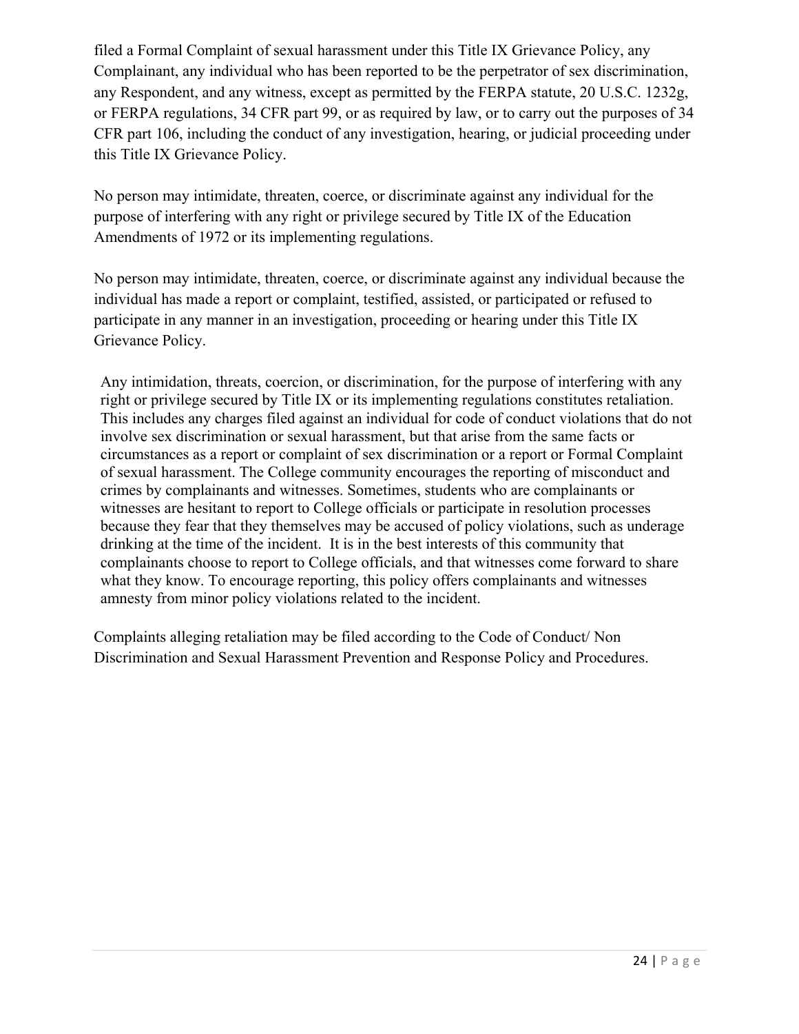filed a Formal Complaint of sexual harassment under this Title IX Grievance Policy, any Complainant, any individual who has been reported to be the perpetrator of sex discrimination, any Respondent, and any witness, except as permitted by the FERPA statute, 20 U.S.C. 1232g, or FERPA regulations, 34 CFR part 99, or as required by law, or to carry out the purposes of 34 CFR part 106, including the conduct of any investigation, hearing, or judicial proceeding under this Title IX Grievance Policy.

No person may intimidate, threaten, coerce, or discriminate against any individual for the purpose of interfering with any right or privilege secured by Title IX of the Education Amendments of 1972 or its implementing regulations.

No person may intimidate, threaten, coerce, or discriminate against any individual because the individual has made a report or complaint, testified, assisted, or participated or refused to participate in any manner in an investigation, proceeding or hearing under this Title IX Grievance Policy.

Any intimidation, threats, coercion, or discrimination, for the purpose of interfering with any right or privilege secured by Title IX or its implementing regulations constitutes retaliation. This includes any charges filed against an individual for code of conduct violations that do not involve sex discrimination or sexual harassment, but that arise from the same facts or circumstances as a report or complaint of sex discrimination or a report or Formal Complaint of sexual harassment. The College community encourages the reporting of misconduct and crimes by complainants and witnesses. Sometimes, students who are complainants or witnesses are hesitant to report to College officials or participate in resolution processes because they fear that they themselves may be accused of policy violations, such as underage drinking at the time of the incident. It is in the best interests of this community that complainants choose to report to College officials, and that witnesses come forward to share what they know. To encourage reporting, this policy offers complainants and witnesses amnesty from minor policy violations related to the incident.

Complaints alleging retaliation may be filed according to the Code of Conduct/ Non Discrimination and Sexual Harassment Prevention and Response Policy and Procedures.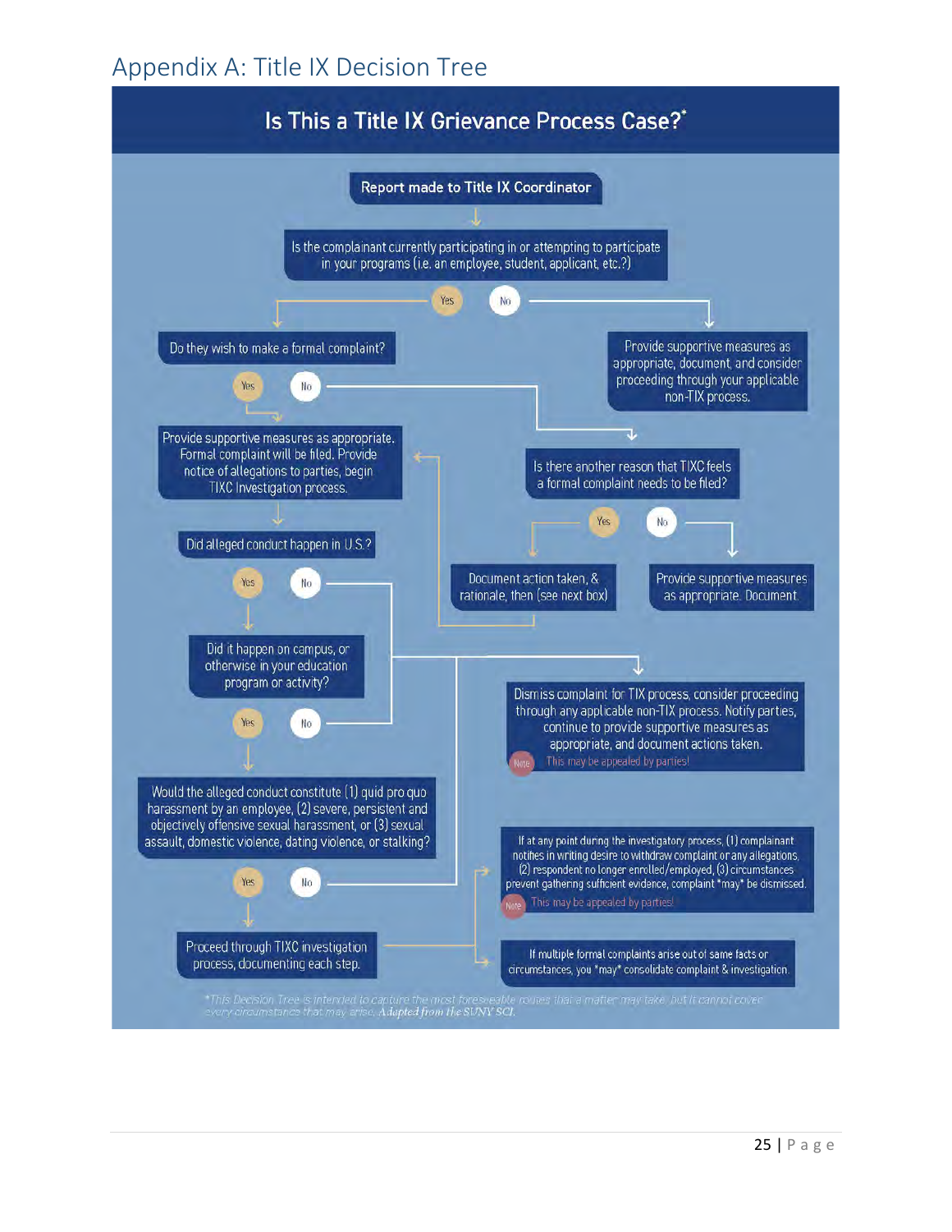# Appendix A: Title IX Decision Tree

## Is This a Title IX Grievance Process Case?*

**Report made to Title IX Coordinator**

Is the complainant currently participating in or attempting to participate in your programs (i.e. an employee, student, applicant, etc.?)

- **Yes** → Do they wish to make a formal complaint?
  - **Yes** → Provide supportive measures as appropriate. Formal complaint will be filed. Provide notice of allegations to parties, begin TIXC Investigation process.
    - Did alleged conduct happen in U.S.?
      - **No** → Dismiss complaint for TIX process (see below)
      - **Yes** → Did it happen on campus, or otherwise in your education program or activity?
        - **No** → Dismiss complaint for TIX process (see below)
        - **Yes** → Would the alleged conduct constitute (1) quid pro quo harassment by an employee, (2) severe, persistent and objectively offensive sexual harassment, or (3) sexual assault, domestic violence, dating violence, or stalking?
          - **No** → Dismiss complaint for TIX process (see below)
          - **Yes** → Proceed through TIXC investigation process, documenting each step.
  - **No** → Is there another reason that TIXC feels a formal complaint needs to be filed?
    - **Yes** → Document action taken, & rationale, then (see next box) → Provide supportive measures as appropriate. Formal complaint will be filed...
    - **No** → Provide supportive measures as appropriate. Document.
- **No** → Provide supportive measures as appropriate, document, and consider proceeding through your applicable non-TIX process.

**Dismiss complaint for TIX process, consider proceeding through any applicable non-TIX process. Notify parties, continue to provide supportive measures as appropriate, and document actions taken.**

Note: This may be appealed by parties!

If at any point during the investigatory process, (1) complainant notifies in writing desire to withdraw complaint or any allegations, (2) respondent no longer enrolled/employed, (3) circumstances prevent gathering sufficient evidence, complaint *may* be dismissed.

Note: This may be appealed by parties!

If multiple formal complaints arise out of same facts or circumstances, you *may* consolidate complaint & investigation.

*This Decision Tree is intended to capture the most foreseeable routes that a matter may take, but it cannot cover every circumstance that may arise. *Adapted from the SUNY SCI.*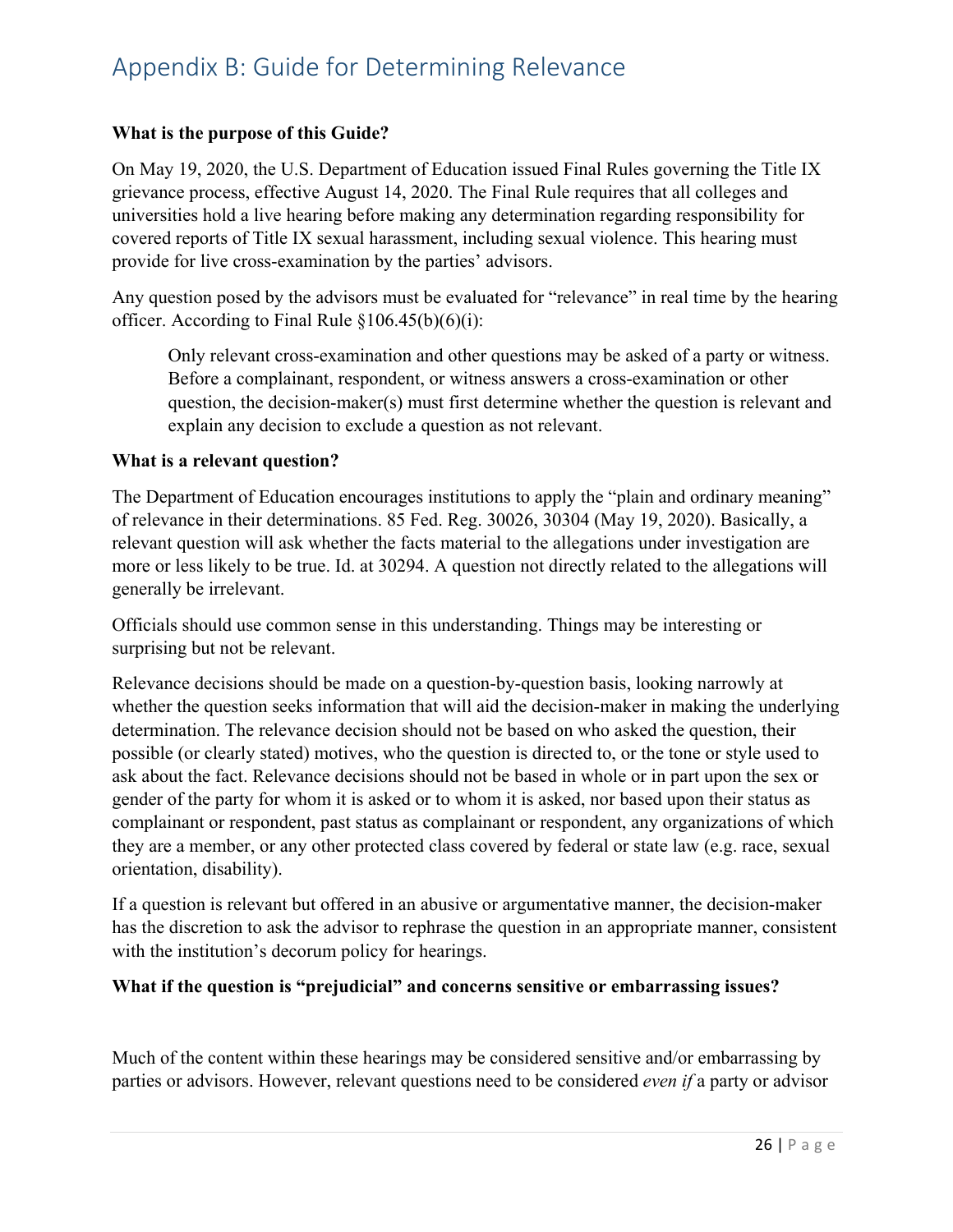# Appendix B: Guide for Determining Relevance

**What is the purpose of this Guide?**

On May 19, 2020, the U.S. Department of Education issued Final Rules governing the Title IX grievance process, effective August 14, 2020. The Final Rule requires that all colleges and universities hold a live hearing before making any determination regarding responsibility for covered reports of Title IX sexual harassment, including sexual violence. This hearing must provide for live cross-examination by the parties' advisors.

Any question posed by the advisors must be evaluated for "relevance" in real time by the hearing officer. According to Final Rule §106.45(b)(6)(i):

> Only relevant cross-examination and other questions may be asked of a party or witness. Before a complainant, respondent, or witness answers a cross-examination or other question, the decision-maker(s) must first determine whether the question is relevant and explain any decision to exclude a question as not relevant.

**What is a relevant question?**

The Department of Education encourages institutions to apply the "plain and ordinary meaning" of relevance in their determinations. 85 Fed. Reg. 30026, 30304 (May 19, 2020). Basically, a relevant question will ask whether the facts material to the allegations under investigation are more or less likely to be true. Id. at 30294. A question not directly related to the allegations will generally be irrelevant.

Officials should use common sense in this understanding. Things may be interesting or surprising but not be relevant.

Relevance decisions should be made on a question-by-question basis, looking narrowly at whether the question seeks information that will aid the decision-maker in making the underlying determination. The relevance decision should not be based on who asked the question, their possible (or clearly stated) motives, who the question is directed to, or the tone or style used to ask about the fact. Relevance decisions should not be based in whole or in part upon the sex or gender of the party for whom it is asked or to whom it is asked, nor based upon their status as complainant or respondent, past status as complainant or respondent, any organizations of which they are a member, or any other protected class covered by federal or state law (e.g. race, sexual orientation, disability).

If a question is relevant but offered in an abusive or argumentative manner, the decision-maker has the discretion to ask the advisor to rephrase the question in an appropriate manner, consistent with the institution's decorum policy for hearings.

**What if the question is "prejudicial" and concerns sensitive or embarrassing issues?**

Much of the content within these hearings may be considered sensitive and/or embarrassing by parties or advisors. However, relevant questions need to be considered *even if* a party or advisor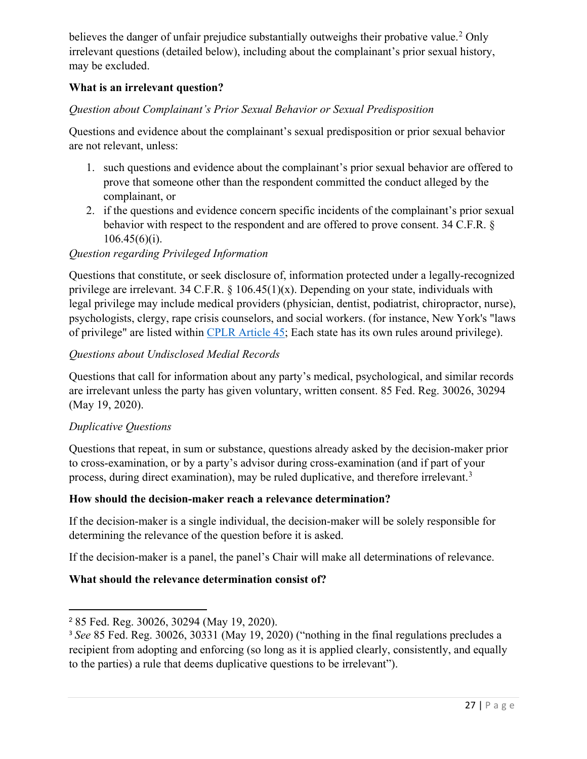believes the danger of unfair prejudice substantially outweighs their probative value.[2] Only irrelevant questions (detailed below), including about the complainant's prior sexual history, may be excluded.

**What is an irrelevant question?**

*Question about Complainant's Prior Sexual Behavior or Sexual Predisposition*

Questions and evidence about the complainant's sexual predisposition or prior sexual behavior are not relevant, unless:

1. such questions and evidence about the complainant's prior sexual behavior are offered to prove that someone other than the respondent committed the conduct alleged by the complainant, or
2. if the questions and evidence concern specific incidents of the complainant's prior sexual behavior with respect to the respondent and are offered to prove consent. 34 C.F.R. § 106.45(6)(i).

*Question regarding Privileged Information*

Questions that constitute, or seek disclosure of, information protected under a legally-recognized privilege are irrelevant. 34 C.F.R. § 106.45(1)(x). Depending on your state, individuals with legal privilege may include medical providers (physician, dentist, podiatrist, chiropractor, nurse), psychologists, clergy, rape crisis counselors, and social workers. (for instance, New York's "laws of privilege" are listed within CPLR Article 45; Each state has its own rules around privilege).

*Questions about Undisclosed Medial Records*

Questions that call for information about any party's medical, psychological, and similar records are irrelevant unless the party has given voluntary, written consent. 85 Fed. Reg. 30026, 30294 (May 19, 2020).

*Duplicative Questions*

Questions that repeat, in sum or substance, questions already asked by the decision-maker prior to cross-examination, or by a party's advisor during cross-examination (and if part of your process, during direct examination), may be ruled duplicative, and therefore irrelevant.[3]

**How should the decision-maker reach a relevance determination?**

If the decision-maker is a single individual, the decision-maker will be solely responsible for determining the relevance of the question before it is asked.

If the decision-maker is a panel, the panel's Chair will make all determinations of relevance.

**What should the relevance determination consist of?**

---

[2] 85 Fed. Reg. 30026, 30294 (May 19, 2020).

[3] *See* 85 Fed. Reg. 30026, 30331 (May 19, 2020) ("nothing in the final regulations precludes a recipient from adopting and enforcing (so long as it is applied clearly, consistently, and equally to the parties) a rule that deems duplicative questions to be irrelevant").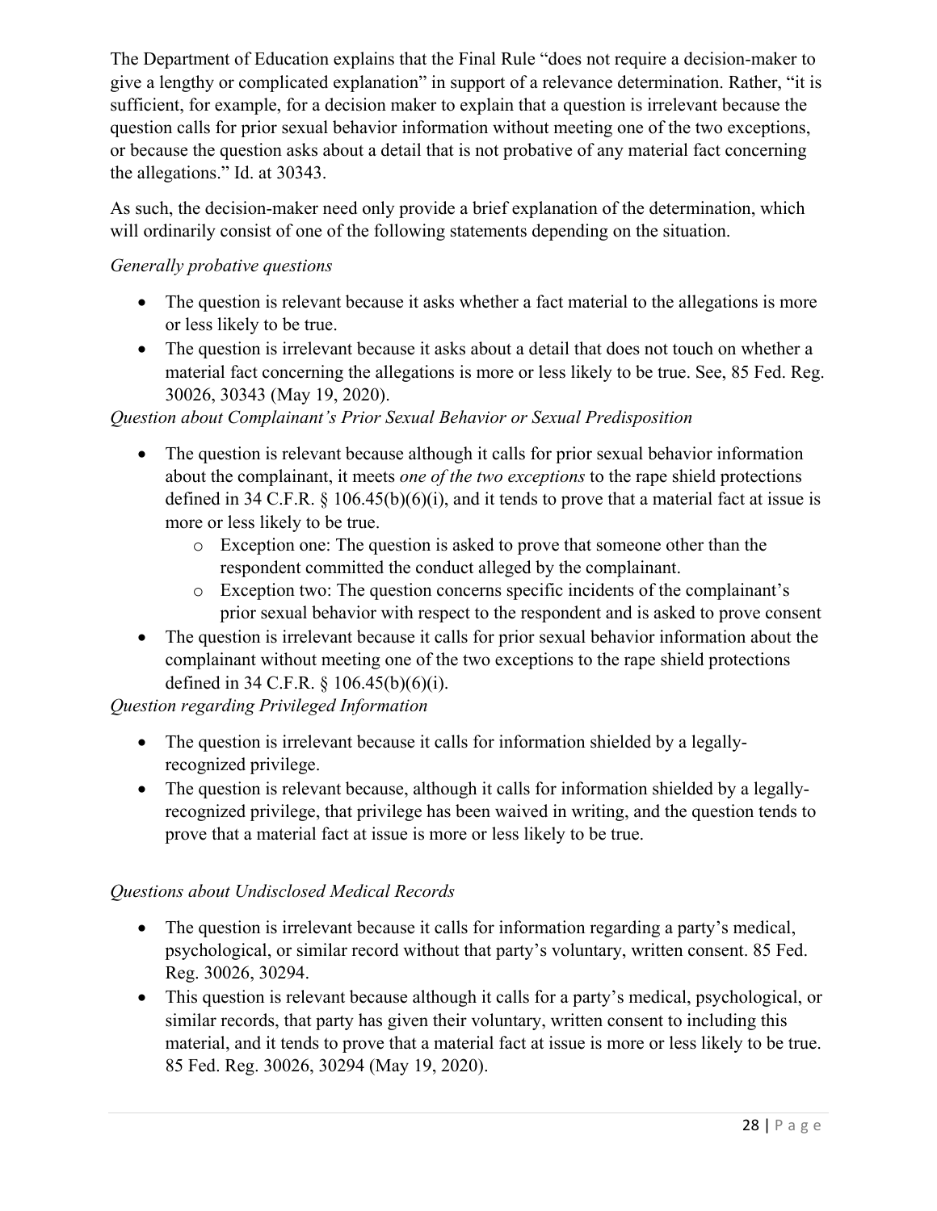The Department of Education explains that the Final Rule "does not require a decision-maker to give a lengthy or complicated explanation" in support of a relevance determination. Rather, "it is sufficient, for example, for a decision maker to explain that a question is irrelevant because the question calls for prior sexual behavior information without meeting one of the two exceptions, or because the question asks about a detail that is not probative of any material fact concerning the allegations." Id. at 30343.

As such, the decision-maker need only provide a brief explanation of the determination, which will ordinarily consist of one of the following statements depending on the situation.

*Generally probative questions*

- The question is relevant because it asks whether a fact material to the allegations is more or less likely to be true.
- The question is irrelevant because it asks about a detail that does not touch on whether a material fact concerning the allegations is more or less likely to be true. See, 85 Fed. Reg. 30026, 30343 (May 19, 2020).

*Question about Complainant's Prior Sexual Behavior or Sexual Predisposition*

- The question is relevant because although it calls for prior sexual behavior information about the complainant, it meets *one of the two exceptions* to the rape shield protections defined in 34 C.F.R. § 106.45(b)(6)(i), and it tends to prove that a material fact at issue is more or less likely to be true.
  - Exception one: The question is asked to prove that someone other than the respondent committed the conduct alleged by the complainant.
  - Exception two: The question concerns specific incidents of the complainant's prior sexual behavior with respect to the respondent and is asked to prove consent
- The question is irrelevant because it calls for prior sexual behavior information about the complainant without meeting one of the two exceptions to the rape shield protections defined in 34 C.F.R. § 106.45(b)(6)(i).

*Question regarding Privileged Information*

- The question is irrelevant because it calls for information shielded by a legally-recognized privilege.
- The question is relevant because, although it calls for information shielded by a legally-recognized privilege, that privilege has been waived in writing, and the question tends to prove that a material fact at issue is more or less likely to be true.

*Questions about Undisclosed Medical Records*

- The question is irrelevant because it calls for information regarding a party's medical, psychological, or similar record without that party's voluntary, written consent. 85 Fed. Reg. 30026, 30294.
- This question is relevant because although it calls for a party's medical, psychological, or similar records, that party has given their voluntary, written consent to including this material, and it tends to prove that a material fact at issue is more or less likely to be true. 85 Fed. Reg. 30026, 30294 (May 19, 2020).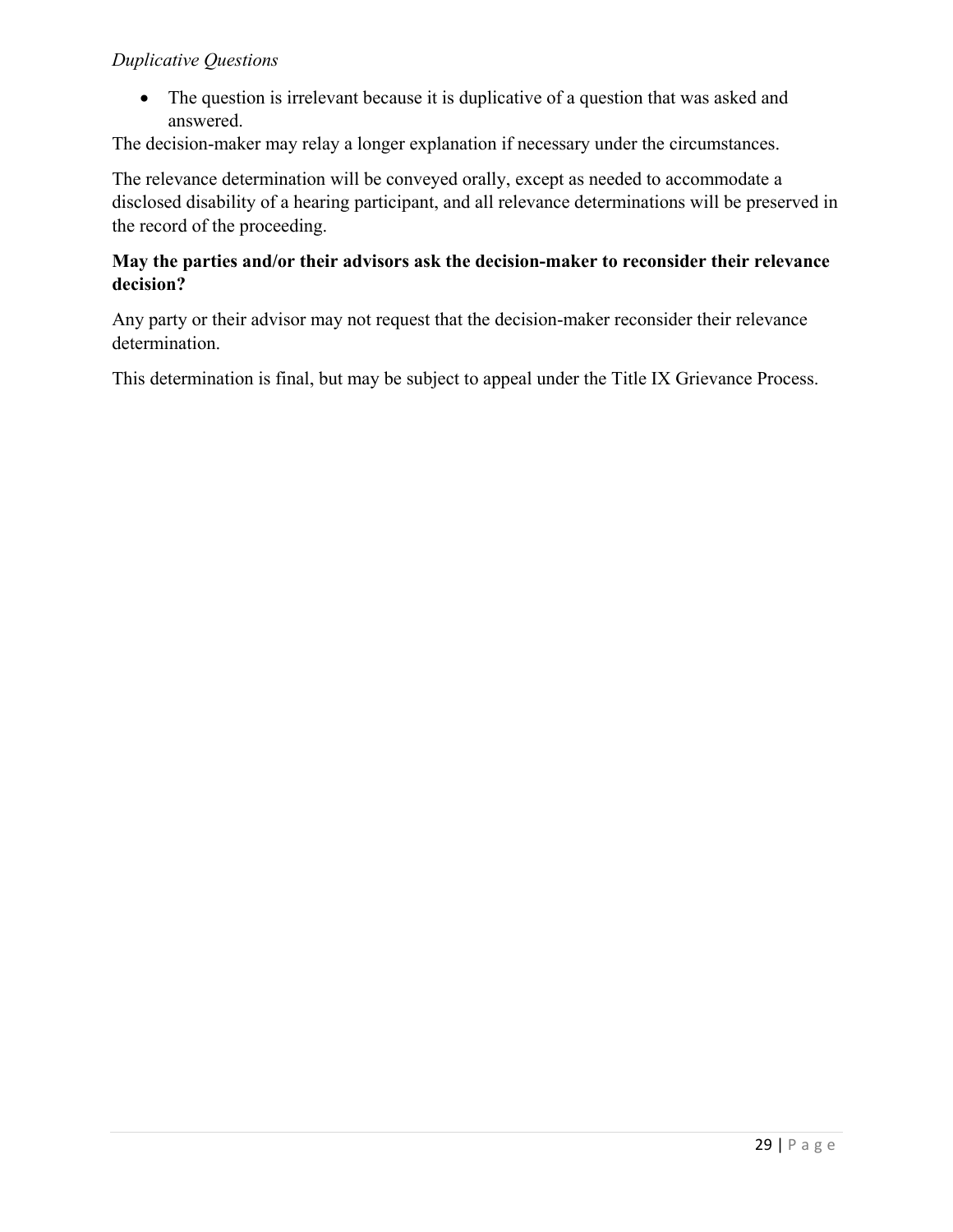*Duplicative Questions*

- The question is irrelevant because it is duplicative of a question that was asked and answered.

The decision-maker may relay a longer explanation if necessary under the circumstances.

The relevance determination will be conveyed orally, except as needed to accommodate a disclosed disability of a hearing participant, and all relevance determinations will be preserved in the record of the proceeding.

**May the parties and/or their advisors ask the decision-maker to reconsider their relevance decision?**

Any party or their advisor may not request that the decision-maker reconsider their relevance determination.

This determination is final, but may be subject to appeal under the Title IX Grievance Process.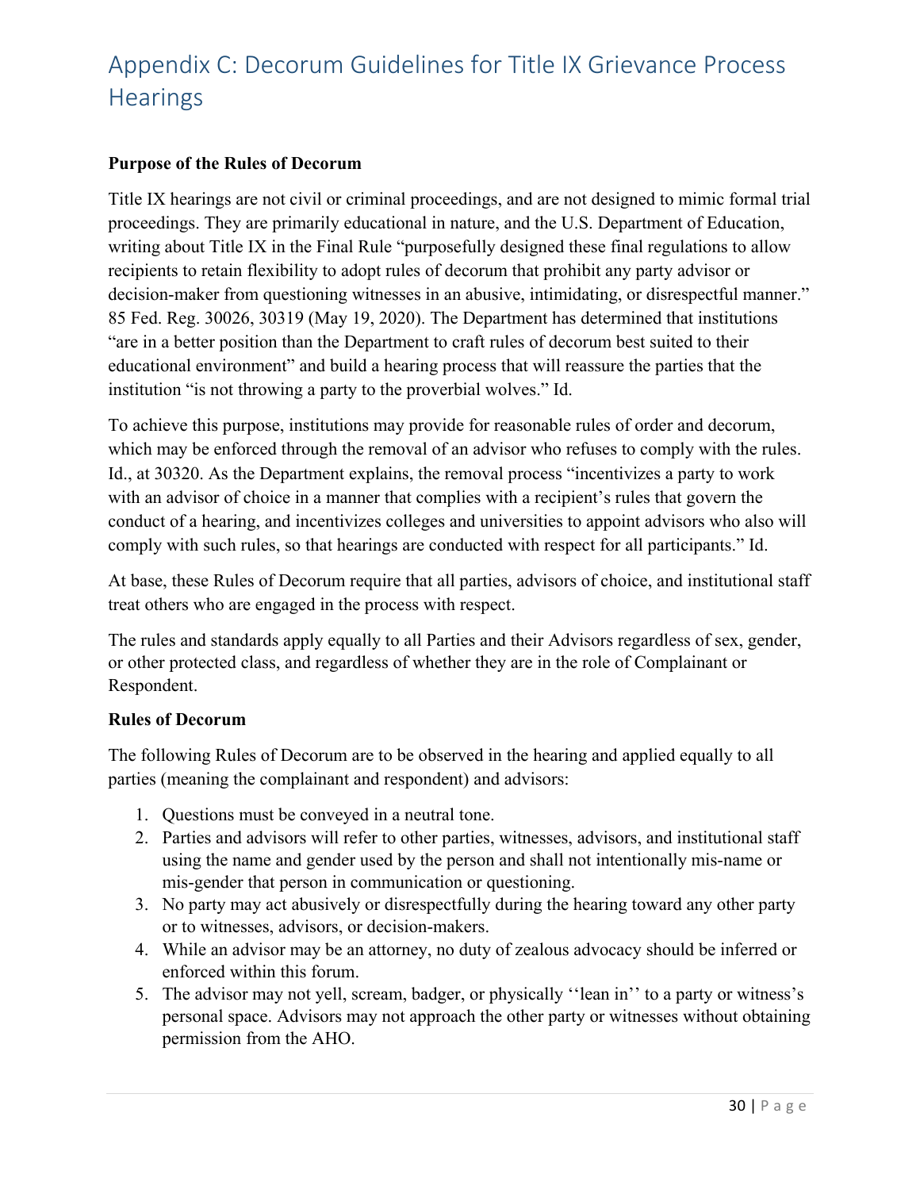# Appendix C: Decorum Guidelines for Title IX Grievance Process Hearings

**Purpose of the Rules of Decorum**

Title IX hearings are not civil or criminal proceedings, and are not designed to mimic formal trial proceedings. They are primarily educational in nature, and the U.S. Department of Education, writing about Title IX in the Final Rule "purposefully designed these final regulations to allow recipients to retain flexibility to adopt rules of decorum that prohibit any party advisor or decision-maker from questioning witnesses in an abusive, intimidating, or disrespectful manner." 85 Fed. Reg. 30026, 30319 (May 19, 2020). The Department has determined that institutions "are in a better position than the Department to craft rules of decorum best suited to their educational environment" and build a hearing process that will reassure the parties that the institution "is not throwing a party to the proverbial wolves." Id.

To achieve this purpose, institutions may provide for reasonable rules of order and decorum, which may be enforced through the removal of an advisor who refuses to comply with the rules. Id., at 30320. As the Department explains, the removal process "incentivizes a party to work with an advisor of choice in a manner that complies with a recipient's rules that govern the conduct of a hearing, and incentivizes colleges and universities to appoint advisors who also will comply with such rules, so that hearings are conducted with respect for all participants." Id.

At base, these Rules of Decorum require that all parties, advisors of choice, and institutional staff treat others who are engaged in the process with respect.

The rules and standards apply equally to all Parties and their Advisors regardless of sex, gender, or other protected class, and regardless of whether they are in the role of Complainant or Respondent.

**Rules of Decorum**

The following Rules of Decorum are to be observed in the hearing and applied equally to all parties (meaning the complainant and respondent) and advisors:

1. Questions must be conveyed in a neutral tone.
2. Parties and advisors will refer to other parties, witnesses, advisors, and institutional staff using the name and gender used by the person and shall not intentionally mis-name or mis-gender that person in communication or questioning.
3. No party may act abusively or disrespectfully during the hearing toward any other party or to witnesses, advisors, or decision-makers.
4. While an advisor may be an attorney, no duty of zealous advocacy should be inferred or enforced within this forum.
5. The advisor may not yell, scream, badger, or physically ''lean in'' to a party or witness's personal space. Advisors may not approach the other party or witnesses without obtaining permission from the AHO.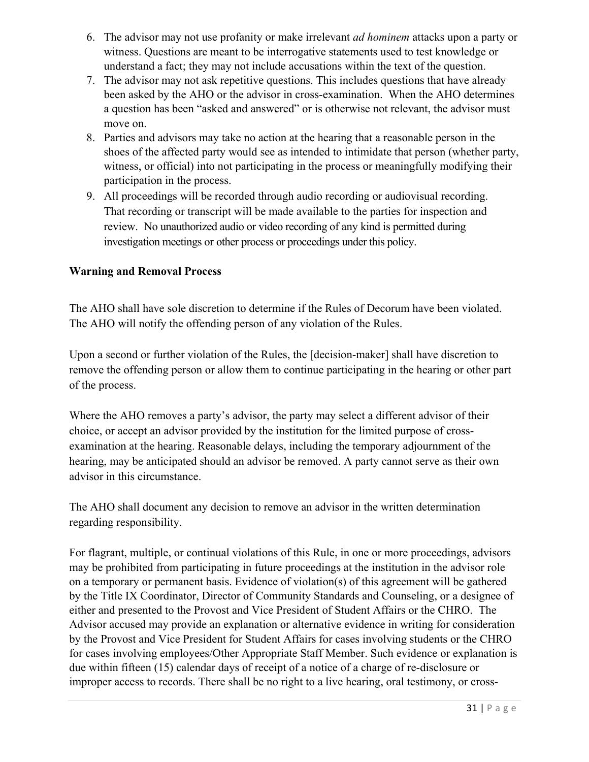6. The advisor may not use profanity or make irrelevant *ad hominem* attacks upon a party or witness. Questions are meant to be interrogative statements used to test knowledge or understand a fact; they may not include accusations within the text of the question.
7. The advisor may not ask repetitive questions. This includes questions that have already been asked by the AHO or the advisor in cross-examination. When the AHO determines a question has been "asked and answered" or is otherwise not relevant, the advisor must move on.
8. Parties and advisors may take no action at the hearing that a reasonable person in the shoes of the affected party would see as intended to intimidate that person (whether party, witness, or official) into not participating in the process or meaningfully modifying their participation in the process.
9. All proceedings will be recorded through audio recording or audiovisual recording. That recording or transcript will be made available to the parties for inspection and review. No unauthorized audio or video recording of any kind is permitted during investigation meetings or other process or proceedings under this policy.

**Warning and Removal Process**

The AHO shall have sole discretion to determine if the Rules of Decorum have been violated. The AHO will notify the offending person of any violation of the Rules.

Upon a second or further violation of the Rules, the [decision-maker] shall have discretion to remove the offending person or allow them to continue participating in the hearing or other part of the process.

Where the AHO removes a party's advisor, the party may select a different advisor of their choice, or accept an advisor provided by the institution for the limited purpose of cross-examination at the hearing. Reasonable delays, including the temporary adjournment of the hearing, may be anticipated should an advisor be removed. A party cannot serve as their own advisor in this circumstance.

The AHO shall document any decision to remove an advisor in the written determination regarding responsibility.

For flagrant, multiple, or continual violations of this Rule, in one or more proceedings, advisors may be prohibited from participating in future proceedings at the institution in the advisor role on a temporary or permanent basis. Evidence of violation(s) of this agreement will be gathered by the Title IX Coordinator, Director of Community Standards and Counseling, or a designee of either and presented to the Provost and Vice President of Student Affairs or the CHRO. The Advisor accused may provide an explanation or alternative evidence in writing for consideration by the Provost and Vice President for Student Affairs for cases involving students or the CHRO for cases involving employees/Other Appropriate Staff Member. Such evidence or explanation is due within fifteen (15) calendar days of receipt of a notice of a charge of re-disclosure or improper access to records. There shall be no right to a live hearing, oral testimony, or cross-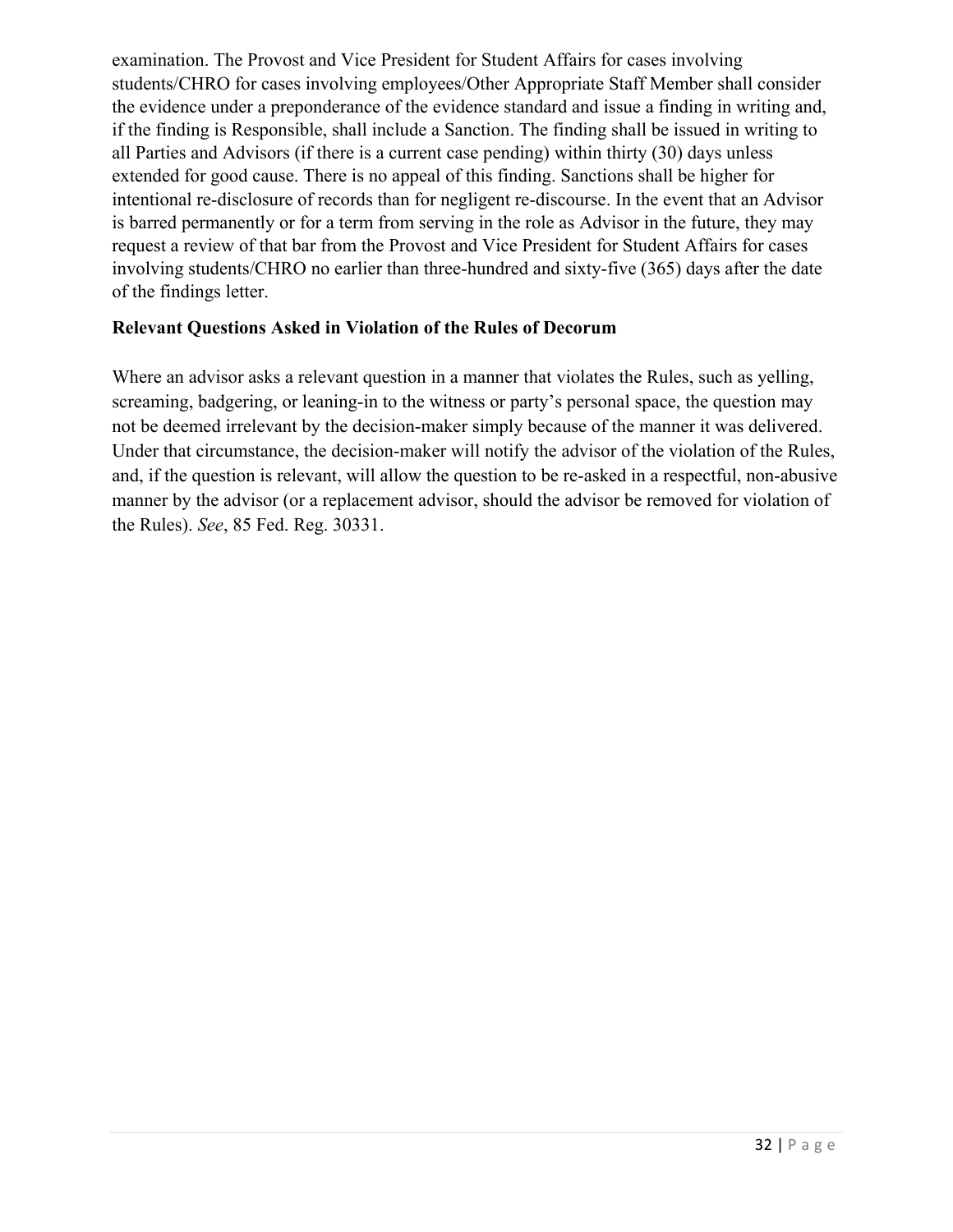examination. The Provost and Vice President for Student Affairs for cases involving students/CHRO for cases involving employees/Other Appropriate Staff Member shall consider the evidence under a preponderance of the evidence standard and issue a finding in writing and, if the finding is Responsible, shall include a Sanction. The finding shall be issued in writing to all Parties and Advisors (if there is a current case pending) within thirty (30) days unless extended for good cause. There is no appeal of this finding. Sanctions shall be higher for intentional re-disclosure of records than for negligent re-discourse. In the event that an Advisor is barred permanently or for a term from serving in the role as Advisor in the future, they may request a review of that bar from the Provost and Vice President for Student Affairs for cases involving students/CHRO no earlier than three-hundred and sixty-five (365) days after the date of the findings letter.

### Relevant Questions Asked in Violation of the Rules of Decorum

Where an advisor asks a relevant question in a manner that violates the Rules, such as yelling, screaming, badgering, or leaning-in to the witness or party's personal space, the question may not be deemed irrelevant by the decision-maker simply because of the manner it was delivered. Under that circumstance, the decision-maker will notify the advisor of the violation of the Rules, and, if the question is relevant, will allow the question to be re-asked in a respectful, non-abusive manner by the advisor (or a replacement advisor, should the advisor be removed for violation of the Rules). *See*, 85 Fed. Reg. 30331.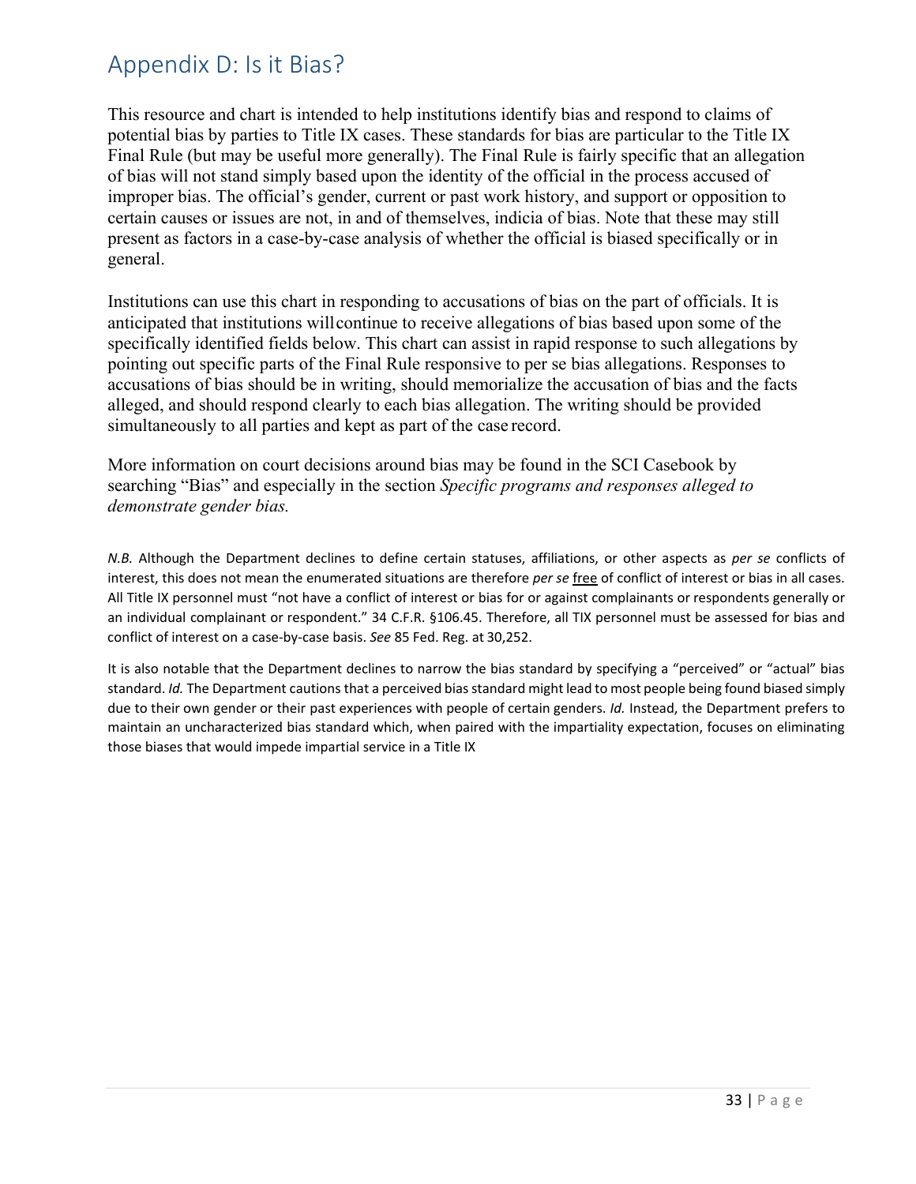# Appendix D: Is it Bias?

This resource and chart is intended to help institutions identify bias and respond to claims of potential bias by parties to Title IX cases. These standards for bias are particular to the Title IX Final Rule (but may be useful more generally). The Final Rule is fairly specific that an allegation of bias will not stand simply based upon the identity of the official in the process accused of improper bias. The official's gender, current or past work history, and support or opposition to certain causes or issues are not, in and of themselves, indicia of bias. Note that these may still present as factors in a case-by-case analysis of whether the official is biased specifically or in general.

Institutions can use this chart in responding to accusations of bias on the part of officials. It is anticipated that institutions will continue to receive allegations of bias based upon some of the specifically identified fields below. This chart can assist in rapid response to such allegations by pointing out specific parts of the Final Rule responsive to per se bias allegations. Responses to accusations of bias should be in writing, should memorialize the accusation of bias and the facts alleged, and should respond clearly to each bias allegation. The writing should be provided simultaneously to all parties and kept as part of the case record.

More information on court decisions around bias may be found in the SCI Casebook by searching "Bias" and especially in the section *Specific programs and responses alleged to demonstrate gender bias.*

*N.B.* Although the Department declines to define certain statuses, affiliations, or other aspects as *per se* conflicts of interest, this does not mean the enumerated situations are therefore *per se* <u>free</u> of conflict of interest or bias in all cases. All Title IX personnel must "not have a conflict of interest or bias for or against complainants or respondents generally or an individual complainant or respondent." 34 C.F.R. §106.45. Therefore, all TIX personnel must be assessed for bias and conflict of interest on a case-by-case basis. *See* 85 Fed. Reg. at 30,252.

It is also notable that the Department declines to narrow the bias standard by specifying a "perceived" or "actual" bias standard. *Id.* The Department cautions that a perceived bias standard might lead to most people being found biased simply due to their own gender or their past experiences with people of certain genders. *Id.* Instead, the Department prefers to maintain an uncharacterized bias standard which, when paired with the impartiality expectation, focuses on eliminating those biases that would impede impartial service in a Title IX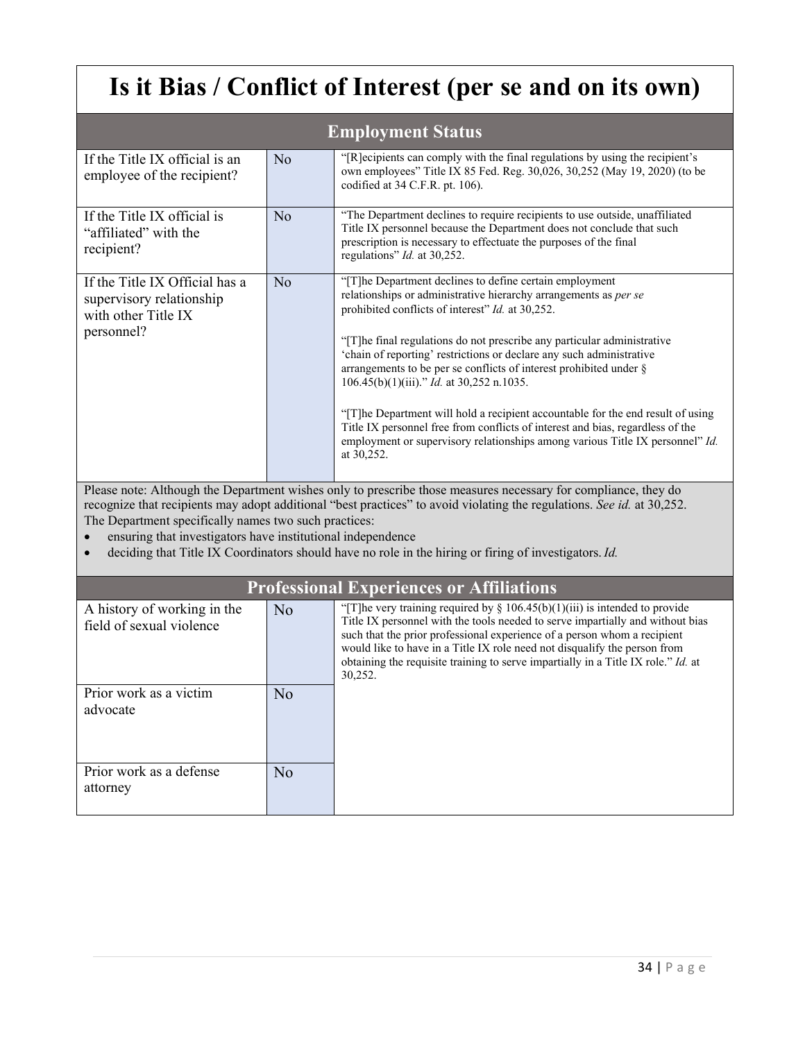# Is it Bias / Conflict of Interest (per se and on its own)

## Employment Status

| | | |
|---|---|---|
| If the Title IX official is an employee of the recipient? | No | "[R]ecipients can comply with the final regulations by using the recipient's own employees" Title IX 85 Fed. Reg. 30,026, 30,252 (May 19, 2020) (to be codified at 34 C.F.R. pt. 106). |
| If the Title IX official is "affiliated" with the recipient? | No | "The Department declines to require recipients to use outside, unaffiliated Title IX personnel because the Department does not conclude that such prescription is necessary to effectuate the purposes of the final regulations" *Id.* at 30,252. |
| If the Title IX Official has a supervisory relationship with other Title IX personnel? | No | "[T]he Department declines to define certain employment relationships or administrative hierarchy arrangements as *per se* prohibited conflicts of interest" *Id.* at 30,252.<br><br>"[T]he final regulations do not prescribe any particular administrative 'chain of reporting' restrictions or declare any such administrative arrangements to be per se conflicts of interest prohibited under § 106.45(b)(1)(iii)." *Id.* at 30,252 n.1035.<br><br>"[T]he Department will hold a recipient accountable for the end result of using Title IX personnel free from conflicts of interest and bias, regardless of the employment or supervisory relationships among various Title IX personnel" *Id.* at 30,252. |

Please note: Although the Department wishes only to prescribe those measures necessary for compliance, they do recognize that recipients may adopt additional "best practices" to avoid violating the regulations. *See id.* at 30,252. The Department specifically names two such practices:

- ensuring that investigators have institutional independence
- deciding that Title IX Coordinators should have no role in the hiring or firing of investigators. *Id.*

## Professional Experiences or Affiliations

| | | |
|---|---|---|
| A history of working in the field of sexual violence | No | "[T]he very training required by § 106.45(b)(1)(iii) is intended to provide Title IX personnel with the tools needed to serve impartially and without bias such that the prior professional experience of a person whom a recipient would like to have in a Title IX role need not disqualify the person from obtaining the requisite training to serve impartially in a Title IX role." *Id.* at 30,252. |
| Prior work as a victim advocate | No | |
| Prior work as a defense attorney | No | |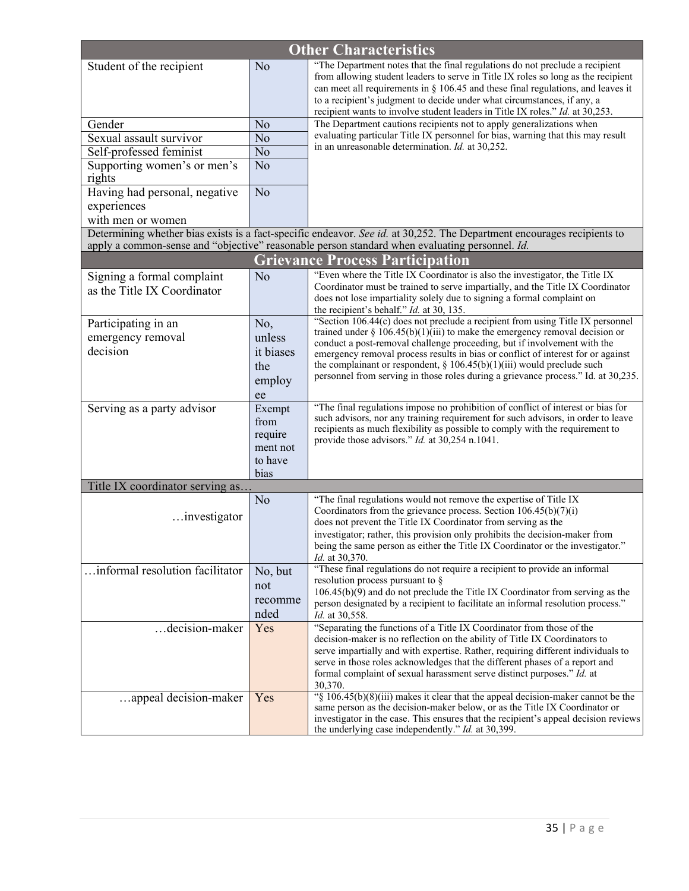| Other Characteristics | | |
|---|---|---|
| Student of the recipient | No | "The Department notes that the final regulations do not preclude a recipient from allowing student leaders to serve in Title IX roles so long as the recipient can meet all requirements in § 106.45 and these final regulations, and leaves it to a recipient's judgment to decide under what circumstances, if any, a recipient wants to involve student leaders in Title IX roles." *Id.* at 30,253. |
| Gender | No | The Department cautions recipients not to apply generalizations when evaluating particular Title IX personnel for bias, warning that this may result in an unreasonable determination. *Id.* at 30,252. |
| Sexual assault survivor | No | |
| Self-professed feminist | No | |
| Supporting women's or men's rights | No | |
| Having had personal, negative experiences with men or women | No | |
| Determining whether bias exists is a fact-specific endeavor. *See id.* at 30,252. The Department encourages recipients to apply a common-sense and "objective" reasonable person standard when evaluating personnel. *Id.* | | |
| **Grievance Process Participation** | | |
| Signing a formal complaint as the Title IX Coordinator | No | "Even where the Title IX Coordinator is also the investigator, the Title IX Coordinator must be trained to serve impartially, and the Title IX Coordinator does not lose impartiality solely due to signing a formal complaint on the recipient's behalf." *Id.* at 30, 135. |
| Participating in an emergency removal decision | No, unless it biases the employee | "Section 106.44(c) does not preclude a recipient from using Title IX personnel trained under § 106.45(b)(1)(iii) to make the emergency removal decision or conduct a post-removal challenge proceeding, but if involvement with the emergency removal process results in bias or conflict of interest for or against the complainant or respondent, § 106.45(b)(1)(iii) would preclude such personnel from serving in those roles during a grievance process." Id. at 30,235. |
| Serving as a party advisor | Exempt from requirement not to have bias | "The final regulations impose no prohibition of conflict of interest or bias for such advisors, nor any training requirement for such advisors, in order to leave recipients as much flexibility as possible to comply with the requirement to provide those advisors." *Id.* at 30,254 n.1041. |
| Title IX coordinator serving as… | | |
| …investigator | No | "The final regulations would not remove the expertise of Title IX Coordinators from the grievance process. Section 106.45(b)(7)(i) does not prevent the Title IX Coordinator from serving as the investigator; rather, this provision only prohibits the decision-maker from being the same person as either the Title IX Coordinator or the investigator." *Id.* at 30,370. |
| …informal resolution facilitator | No, but not recommended | "These final regulations do not require a recipient to provide an informal resolution process pursuant to § 106.45(b)(9) and do not preclude the Title IX Coordinator from serving as the person designated by a recipient to facilitate an informal resolution process." *Id.* at 30,558. |
| …decision-maker | Yes | "Separating the functions of a Title IX Coordinator from those of the decision-maker is no reflection on the ability of Title IX Coordinators to serve impartially and with expertise. Rather, requiring different individuals to serve in those roles acknowledges that the different phases of a report and formal complaint of sexual harassment serve distinct purposes." *Id.* at 30,370. |
| …appeal decision-maker | Yes | "§ 106.45(b)(8)(iii) makes it clear that the appeal decision-maker cannot be the same person as the decision-maker below, or as the Title IX Coordinator or investigator in the case. This ensures that the recipient's appeal decision reviews the underlying case independently." *Id.* at 30,399. |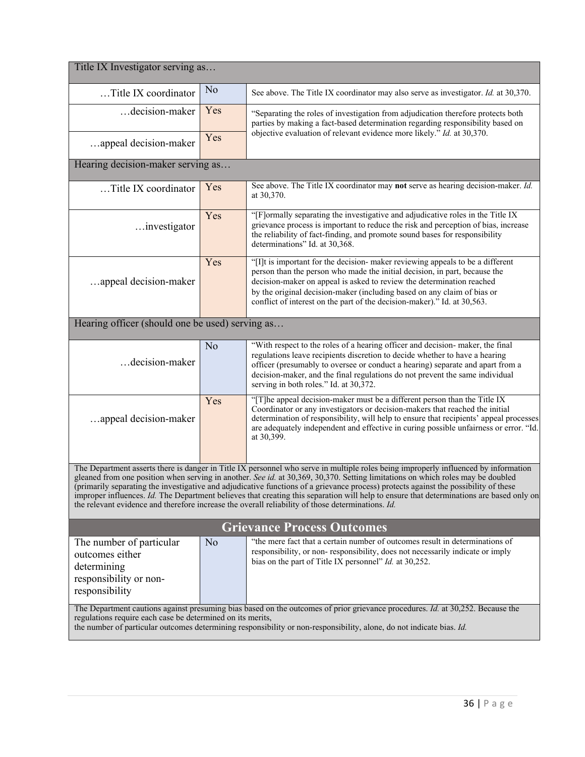| | | |
|---|---|---|
| **Title IX Investigator serving as…** | | |
| …Title IX coordinator | No | See above. The Title IX coordinator may also serve as investigator. *Id.* at 30,370. |
| …decision-maker | Yes | "Separating the roles of investigation from adjudication therefore protects both parties by making a fact-based determination regarding responsibility based on objective evaluation of relevant evidence more likely." *Id.* at 30,370. |
| …appeal decision-maker | Yes | |
| **Hearing decision-maker serving as…** | | |
| …Title IX coordinator | Yes | See above. The Title IX coordinator may **not** serve as hearing decision-maker. *Id.* at 30,370. |
| …investigator | Yes | "[F]ormally separating the investigative and adjudicative roles in the Title IX grievance process is important to reduce the risk and perception of bias, increase the reliability of fact-finding, and promote sound bases for responsibility determinations" Id. at 30,368. |
| …appeal decision-maker | Yes | "[I]t is important for the decision- maker reviewing appeals to be a different person than the person who made the initial decision, in part, because the decision-maker on appeal is asked to review the determination reached by the original decision-maker (including based on any claim of bias or conflict of interest on the part of the decision-maker)." Id. at 30,563. |
| **Hearing officer (should one be used) serving as…** | | |
| …decision-maker | No | "With respect to the roles of a hearing officer and decision- maker, the final regulations leave recipients discretion to decide whether to have a hearing officer (presumably to oversee or conduct a hearing) separate and apart from a decision-maker, and the final regulations do not prevent the same individual serving in both roles." Id. at 30,372. |
| …appeal decision-maker | Yes | "[T]he appeal decision-maker must be a different person than the Title IX Coordinator or any investigators or decision-makers that reached the initial determination of responsibility, will help to ensure that recipients' appeal processes are adequately independent and effective in curing possible unfairness or error. "Id. at 30,399. |
| The Department asserts there is danger in Title IX personnel who serve in multiple roles being improperly influenced by information gleaned from one position when serving in another. *See id.* at 30,369, 30,370. Setting limitations on which roles may be doubled (primarily separating the investigative and adjudicative functions of a grievance process) protects against the possibility of these improper influences. *Id.* The Department believes that creating this separation will help to ensure that determinations are based only on the relevant evidence and therefore increase the overall reliability of those determinations. *Id.* | | |
| **Grievance Process Outcomes** | | |
| The number of particular outcomes either determining responsibility or non-responsibility | No | "the mere fact that a certain number of outcomes result in determinations of responsibility, or non- responsibility, does not necessarily indicate or imply bias on the part of Title IX personnel" *Id.* at 30,252. |
| The Department cautions against presuming bias based on the outcomes of prior grievance procedures. *Id.* at 30,252. Because the regulations require each case be determined on its merits, the number of particular outcomes determining responsibility or non-responsibility, alone, do not indicate bias. *Id.* | | |